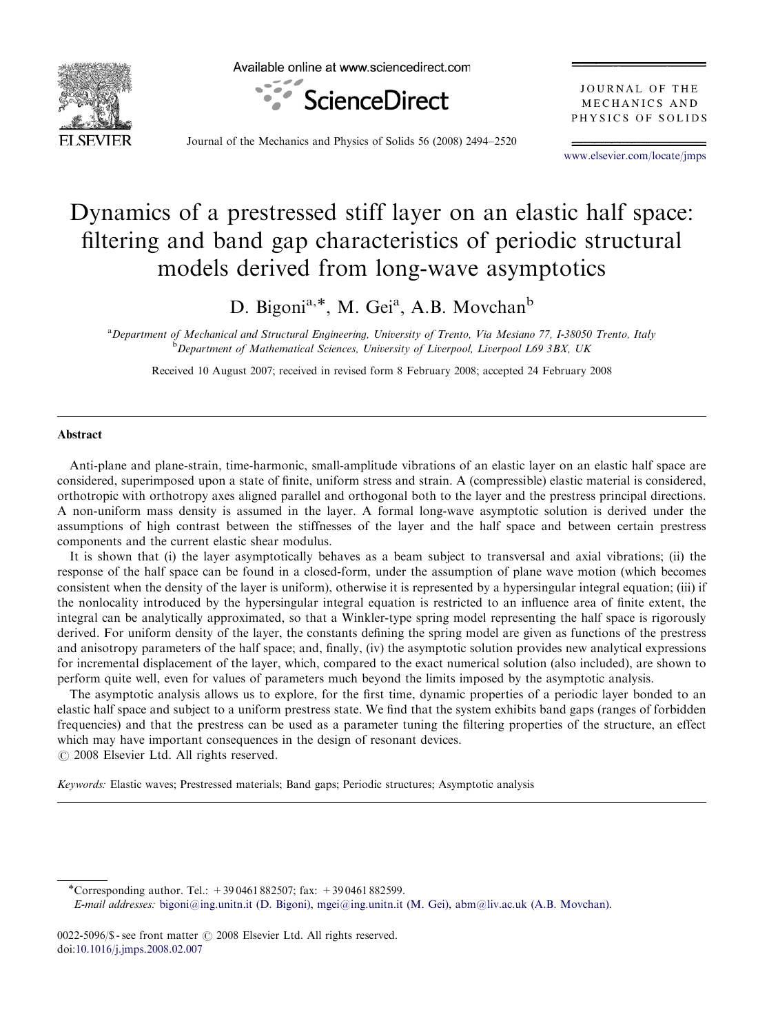# Dynamics of a prestressed stiff layer on an elastic half space: filtering and band gap characteristics of periodic structural models derived from long-wave asymptotics

D. Bigoni[a,*], M. Gei[a], A.B. Movchan[b]

[a] Department of Mechanical and Structural Engineering, University of Trento, Via Mesiano 77, I-38050 Trento, Italy

[b] Department of Mathematical Sciences, University of Liverpool, Liverpool L69 3BX, UK

Received 10 August 2007; received in revised form 8 February 2008; accepted 24 February 2008

---

## Abstract

Anti-plane and plane-strain, time-harmonic, small-amplitude vibrations of an elastic layer on an elastic half space are considered, superimposed upon a state of finite, uniform stress and strain. A (compressible) elastic material is considered, orthotropic with orthotropy axes aligned parallel and orthogonal both to the layer and the prestress principal directions. A non-uniform mass density is assumed in the layer. A formal long-wave asymptotic solution is derived under the assumptions of high contrast between the stiffnesses of the layer and the half space and between certain prestress components and the current elastic shear modulus.

It is shown that (i) the layer asymptotically behaves as a beam subject to transversal and axial vibrations; (ii) the response of the half space can be found in a closed-form, under the assumption of plane wave motion (which becomes consistent when the density of the layer is uniform), otherwise it is represented by a hypersingular integral equation; (iii) if the nonlocality introduced by the hypersingular integral equation is restricted to an influence area of finite extent, the integral can be analytically approximated, so that a Winkler-type spring model representing the half space is rigorously derived. For uniform density of the layer, the constants defining the spring model are given as functions of the prestress and anisotropy parameters of the half space; and, finally, (iv) the asymptotic solution provides new analytical expressions for incremental displacement of the layer, which, compared to the exact numerical solution (also included), are shown to perform quite well, even for values of parameters much beyond the limits imposed by the asymptotic analysis.

The asymptotic analysis allows us to explore, for the first time, dynamic properties of a periodic layer bonded to an elastic half space and subject to a uniform prestress state. We find that the system exhibits band gaps (ranges of forbidden frequencies) and that the prestress can be used as a parameter tuning the filtering properties of the structure, an effect which may have important consequences in the design of resonant devices.

© 2008 Elsevier Ltd. All rights reserved.

*Keywords:* Elastic waves; Prestressed materials; Band gaps; Periodic structures; Asymptotic analysis

---

*Corresponding author. Tel.: +39 0461 882507; fax: +39 0461 882599.

*E-mail addresses:* bigoni@ing.unitn.it (D. Bigoni), mgei@ing.unitn.it (M. Gei), abm@liv.ac.uk (A.B. Movchan).

0022-5096/$ - see front matter © 2008 Elsevier Ltd. All rights reserved.
doi:10.1016/j.jmps.2008.02.007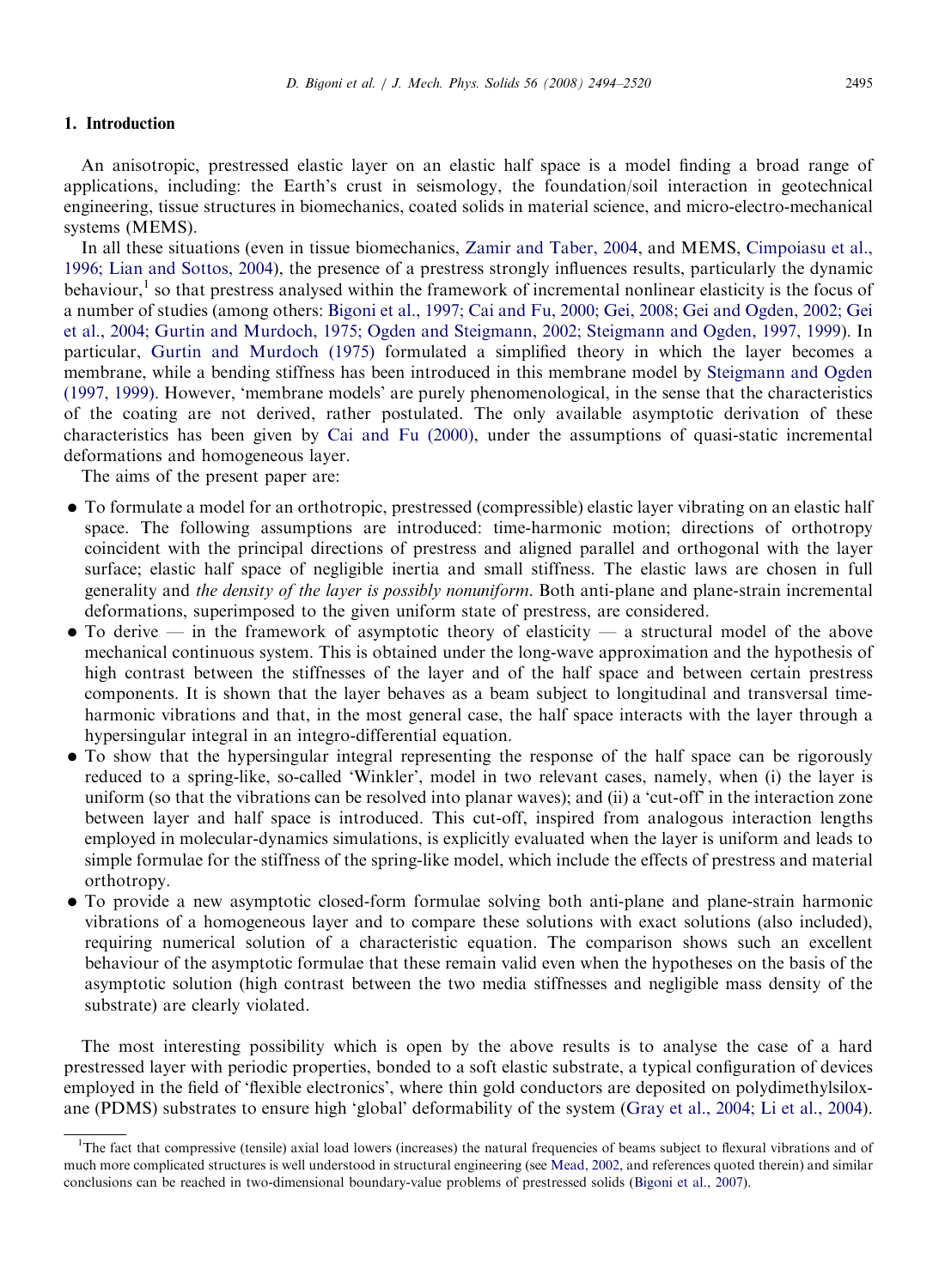## 1. Introduction

An anisotropic, prestressed elastic layer on an elastic half space is a model finding a broad range of applications, including: the Earth's crust in seismology, the foundation/soil interaction in geotechnical engineering, tissue structures in biomechanics, coated solids in material science, and micro-electro-mechanical systems (MEMS).

In all these situations (even in tissue biomechanics, Zamir and Taber, 2004, and MEMS, Cimpoiasu et al., 1996; Lian and Sottos, 2004), the presence of a prestress strongly influences results, particularly the dynamic behaviour,[1] so that prestress analysed within the framework of incremental nonlinear elasticity is the focus of a number of studies (among others: Bigoni et al., 1997; Cai and Fu, 2000; Gei, 2008; Gei and Ogden, 2002; Gei et al., 2004; Gurtin and Murdoch, 1975; Ogden and Steigmann, 2002; Steigmann and Ogden, 1997, 1999). In particular, Gurtin and Murdoch (1975) formulated a simplified theory in which the layer becomes a membrane, while a bending stiffness has been introduced in this membrane model by Steigmann and Ogden (1997, 1999). However, 'membrane models' are purely phenomenological, in the sense that the characteristics of the coating are not derived, rather postulated. The only available asymptotic derivation of these characteristics has been given by Cai and Fu (2000), under the assumptions of quasi-static incremental deformations and homogeneous layer.

The aims of the present paper are:

- To formulate a model for an orthotropic, prestressed (compressible) elastic layer vibrating on an elastic half space. The following assumptions are introduced: time-harmonic motion; directions of orthotropy coincident with the principal directions of prestress and aligned parallel and orthogonal with the layer surface; elastic half space of negligible inertia and small stiffness. The elastic laws are chosen in full generality and *the density of the layer is possibly nonuniform*. Both anti-plane and plane-strain incremental deformations, superimposed to the given uniform state of prestress, are considered.
- To derive — in the framework of asymptotic theory of elasticity — a structural model of the above mechanical continuous system. This is obtained under the long-wave approximation and the hypothesis of high contrast between the stiffnesses of the layer and of the half space and between certain prestress components. It is shown that the layer behaves as a beam subject to longitudinal and transversal time-harmonic vibrations and that, in the most general case, the half space interacts with the layer through a hypersingular integral in an integro-differential equation.
- To show that the hypersingular integral representing the response of the half space can be rigorously reduced to a spring-like, so-called 'Winkler', model in two relevant cases, namely, when (i) the layer is uniform (so that the vibrations can be resolved into planar waves); and (ii) a 'cut-off' in the interaction zone between layer and half space is introduced. This cut-off, inspired from analogous interaction lengths employed in molecular-dynamics simulations, is explicitly evaluated when the layer is uniform and leads to simple formulae for the stiffness of the spring-like model, which include the effects of prestress and material orthotropy.
- To provide a new asymptotic closed-form formulae solving both anti-plane and plane-strain harmonic vibrations of a homogeneous layer and to compare these solutions with exact solutions (also included), requiring numerical solution of a characteristic equation. The comparison shows such an excellent behaviour of the asymptotic formulae that these remain valid even when the hypotheses on the basis of the asymptotic solution (high contrast between the two media stiffnesses and negligible mass density of the substrate) are clearly violated.

The most interesting possibility which is open by the above results is to analyse the case of a hard prestressed layer with periodic properties, bonded to a soft elastic substrate, a typical configuration of devices employed in the field of 'flexible electronics', where thin gold conductors are deposited on polydimethylsiloxane (PDMS) substrates to ensure high 'global' deformability of the system (Gray et al., 2004; Li et al., 2004).

[1] The fact that compressive (tensile) axial load lowers (increases) the natural frequencies of beams subject to flexural vibrations and of much more complicated structures is well understood in structural engineering (see Mead, 2002, and references quoted therein) and similar conclusions can be reached in two-dimensional boundary-value problems of prestressed solids (Bigoni et al., 2007).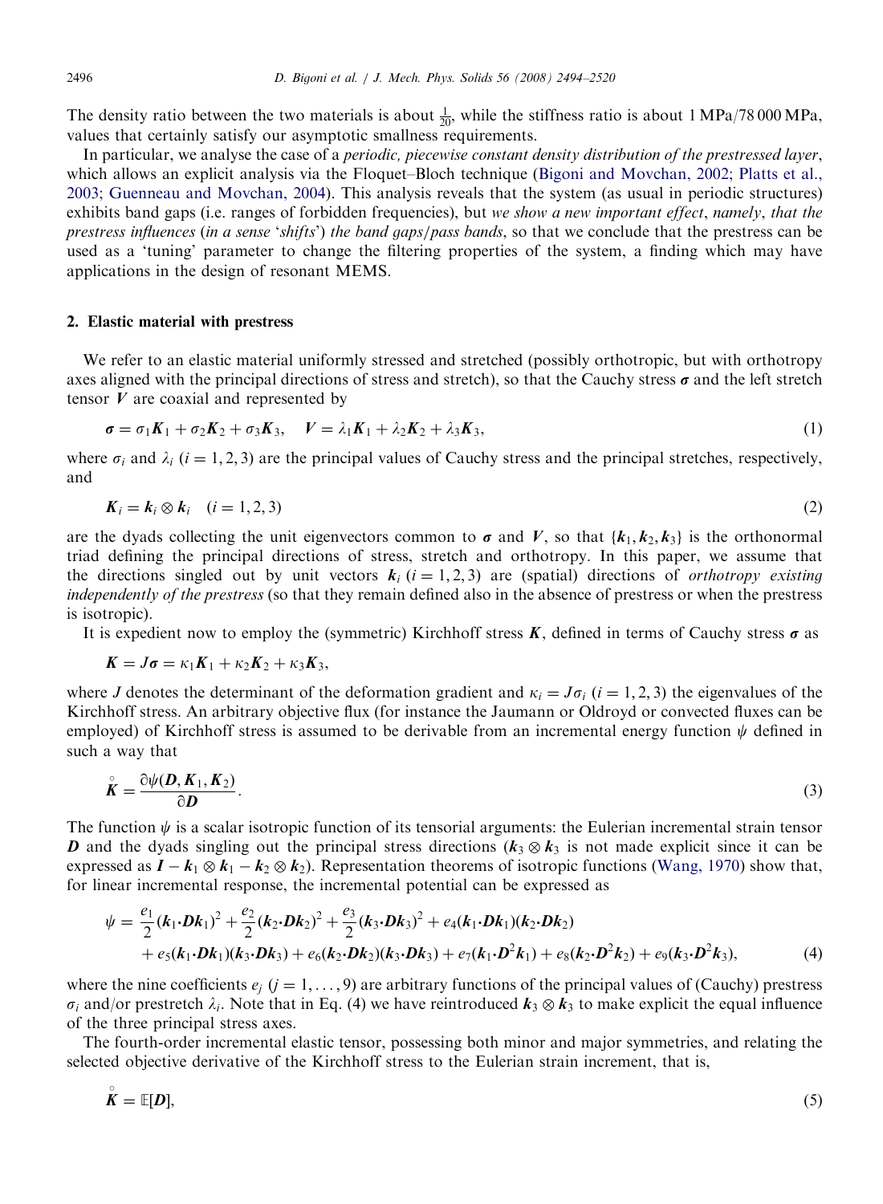The density ratio between the two materials is about $\frac{1}{20}$, while the stiffness ratio is about 1 MPa/78 000 MPa, values that certainly satisfy our asymptotic smallness requirements.

In particular, we analyse the case of a *periodic, piecewise constant density distribution of the prestressed layer*, which allows an explicit analysis via the Floquet–Bloch technique (Bigoni and Movchan, 2002; Platts et al., 2003; Guenneau and Movchan, 2004). This analysis reveals that the system (as usual in periodic structures) exhibits band gaps (i.e. ranges of forbidden frequencies), but *we show a new important effect, namely, that the prestress influences* (*in a sense* '*shifts*') *the band gaps/pass bands*, so that we conclude that the prestress can be used as a 'tuning' parameter to change the filtering properties of the system, a finding which may have applications in the design of resonant MEMS.

## 2. Elastic material with prestress

We refer to an elastic material uniformly stressed and stretched (possibly orthotropic, but with orthotropy axes aligned with the principal directions of stress and stretch), so that the Cauchy stress $\boldsymbol{\sigma}$ and the left stretch tensor $\boldsymbol{V}$ are coaxial and represented by

$$\boldsymbol{\sigma} = \sigma_1 \boldsymbol{K}_1 + \sigma_2 \boldsymbol{K}_2 + \sigma_3 \boldsymbol{K}_3, \quad \boldsymbol{V} = \lambda_1 \boldsymbol{K}_1 + \lambda_2 \boldsymbol{K}_2 + \lambda_3 \boldsymbol{K}_3, \tag{1}$$

where $\sigma_i$ and $\lambda_i$ ($i = 1, 2, 3$) are the principal values of Cauchy stress and the principal stretches, respectively, and

$$\boldsymbol{K}_i = \boldsymbol{k}_i \otimes \boldsymbol{k}_i \quad (i = 1, 2, 3) \tag{2}$$

are the dyads collecting the unit eigenvectors common to $\boldsymbol{\sigma}$ and $\boldsymbol{V}$, so that $\{\boldsymbol{k}_1, \boldsymbol{k}_2, \boldsymbol{k}_3\}$ is the orthonormal triad defining the principal directions of stress, stretch and orthotropy. In this paper, we assume that the directions singled out by unit vectors $\boldsymbol{k}_i$ ($i = 1, 2, 3$) are (spatial) directions of *orthotropy existing independently of the prestress* (so that they remain defined also in the absence of prestress or when the prestress is isotropic).

It is expedient now to employ the (symmetric) Kirchhoff stress $\boldsymbol{K}$, defined in terms of Cauchy stress $\boldsymbol{\sigma}$ as

$$\boldsymbol{K} = J\boldsymbol{\sigma} = \kappa_1 \boldsymbol{K}_1 + \kappa_2 \boldsymbol{K}_2 + \kappa_3 \boldsymbol{K}_3,$$

where $J$ denotes the determinant of the deformation gradient and $\kappa_i = J\sigma_i$ ($i = 1, 2, 3$) the eigenvalues of the Kirchhoff stress. An arbitrary objective flux (for instance the Jaumann or Oldroyd or convected fluxes can be employed) of Kirchhoff stress is assumed to be derivable from an incremental energy function $\psi$ defined in such a way that

$$\overset{\circ}{\boldsymbol{K}} = \frac{\partial \psi(\boldsymbol{D}, \boldsymbol{K}_1, \boldsymbol{K}_2)}{\partial \boldsymbol{D}}. \tag{3}$$

The function $\psi$ is a scalar isotropic function of its tensorial arguments: the Eulerian incremental strain tensor $\boldsymbol{D}$ and the dyads singling out the principal stress directions ($\boldsymbol{k}_3 \otimes \boldsymbol{k}_3$ is not made explicit since it can be expressed as $\boldsymbol{I} - \boldsymbol{k}_1 \otimes \boldsymbol{k}_1 - \boldsymbol{k}_2 \otimes \boldsymbol{k}_2$). Representation theorems of isotropic functions (Wang, 1970) show that, for linear incremental response, the incremental potential can be expressed as

$$\begin{aligned}
\psi = {} & \frac{e_1}{2}(\boldsymbol{k}_1 \cdot \boldsymbol{D}\boldsymbol{k}_1)^2 + \frac{e_2}{2}(\boldsymbol{k}_2 \cdot \boldsymbol{D}\boldsymbol{k}_2)^2 + \frac{e_3}{2}(\boldsymbol{k}_3 \cdot \boldsymbol{D}\boldsymbol{k}_3)^2 + e_4(\boldsymbol{k}_1 \cdot \boldsymbol{D}\boldsymbol{k}_1)(\boldsymbol{k}_2 \cdot \boldsymbol{D}\boldsymbol{k}_2) \\
& + e_5(\boldsymbol{k}_1 \cdot \boldsymbol{D}\boldsymbol{k}_1)(\boldsymbol{k}_3 \cdot \boldsymbol{D}\boldsymbol{k}_3) + e_6(\boldsymbol{k}_2 \cdot \boldsymbol{D}\boldsymbol{k}_2)(\boldsymbol{k}_3 \cdot \boldsymbol{D}\boldsymbol{k}_3) + e_7(\boldsymbol{k}_1 \cdot \boldsymbol{D}^2\boldsymbol{k}_1) + e_8(\boldsymbol{k}_2 \cdot \boldsymbol{D}^2\boldsymbol{k}_2) + e_9(\boldsymbol{k}_3 \cdot \boldsymbol{D}^2\boldsymbol{k}_3),
\end{aligned} \tag{4}$$

where the nine coefficients $e_j$ ($j = 1, \ldots, 9$) are arbitrary functions of the principal values of (Cauchy) prestress $\sigma_i$ and/or prestretch $\lambda_i$. Note that in Eq. (4) we have reintroduced $\boldsymbol{k}_3 \otimes \boldsymbol{k}_3$ to make explicit the equal influence of the three principal stress axes.

The fourth-order incremental elastic tensor, possessing both minor and major symmetries, and relating the selected objective derivative of the Kirchhoff stress to the Eulerian strain increment, that is,

$$\overset{\circ}{\boldsymbol{K}} = \mathbb{E}[\boldsymbol{D}], \tag{5}$$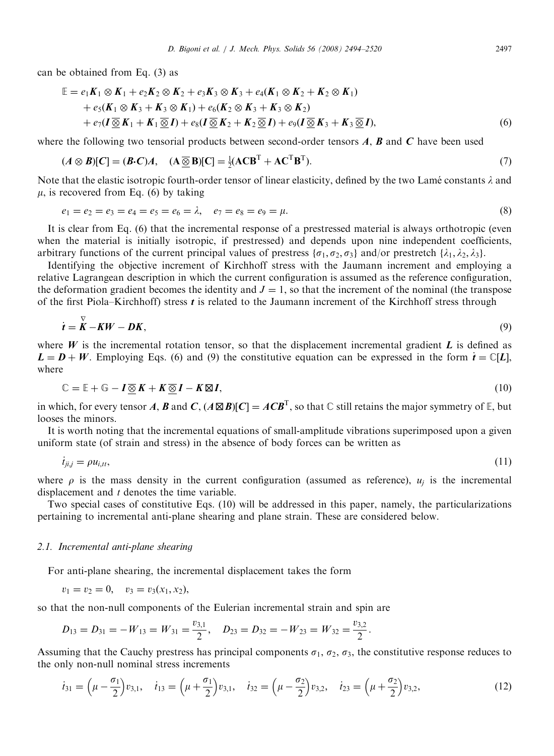can be obtained from Eq. (3) as

$$
\begin{aligned}
\mathbb{E} = {} & e_1 \boldsymbol{K}_1 \otimes \boldsymbol{K}_1 + e_2 \boldsymbol{K}_2 \otimes \boldsymbol{K}_2 + e_3 \boldsymbol{K}_3 \otimes \boldsymbol{K}_3 + e_4(\boldsymbol{K}_1 \otimes \boldsymbol{K}_2 + \boldsymbol{K}_2 \otimes \boldsymbol{K}_1) \\
& + e_5(\boldsymbol{K}_1 \otimes \boldsymbol{K}_3 + \boldsymbol{K}_3 \otimes \boldsymbol{K}_1) + e_6(\boldsymbol{K}_2 \otimes \boldsymbol{K}_3 + \boldsymbol{K}_3 \otimes \boldsymbol{K}_2) \\
& + e_7(\boldsymbol{I} \,\overline{\underline{\otimes}}\, \boldsymbol{K}_1 + \boldsymbol{K}_1 \,\overline{\underline{\otimes}}\, \boldsymbol{I}) + e_8(\boldsymbol{I} \,\overline{\underline{\otimes}}\, \boldsymbol{K}_2 + \boldsymbol{K}_2 \,\overline{\underline{\otimes}}\, \boldsymbol{I}) + e_9(\boldsymbol{I} \,\overline{\underline{\otimes}}\, \boldsymbol{K}_3 + \boldsymbol{K}_3 \,\overline{\underline{\otimes}}\, \boldsymbol{I}),
\end{aligned} \tag{6}
$$

where the following two tensorial products between second-order tensors $\boldsymbol{A}$, $\boldsymbol{B}$ and $\boldsymbol{C}$ have been used

$$
(\boldsymbol{A} \otimes \boldsymbol{B})[\boldsymbol{C}] = (\boldsymbol{B} \cdot \boldsymbol{C})\boldsymbol{A}, \quad (\mathbf{A} \,\overline{\underline{\otimes}}\, \mathbf{B})[\mathbf{C}] = \tfrac{1}{2}(\mathbf{A}\mathbf{C}\mathbf{B}^{\mathrm{T}} + \mathbf{A}\mathbf{C}^{\mathrm{T}}\mathbf{B}^{\mathrm{T}}). \tag{7}
$$

Note that the elastic isotropic fourth-order tensor of linear elasticity, defined by the two Lamé constants $\lambda$ and $\mu$, is recovered from Eq. (6) by taking

$$
e_1 = e_2 = e_3 = e_4 = e_5 = e_6 = \lambda, \quad e_7 = e_8 = e_9 = \mu. \tag{8}
$$

It is clear from Eq. (6) that the incremental response of a prestressed material is always orthotropic (even when the material is initially isotropic, if prestressed) and depends upon nine independent coefficients, arbitrary functions of the current principal values of prestress $\{\sigma_1, \sigma_2, \sigma_3\}$ and/or prestretch $\{\lambda_1, \lambda_2, \lambda_3\}$.

Identifying the objective increment of Kirchhoff stress with the Jaumann increment and employing a relative Lagrangean description in which the current configuration is assumed as the reference configuration, the deformation gradient becomes the identity and $J = 1$, so that the increment of the nominal (the transpose of the first Piola–Kirchhoff) stress $\boldsymbol{t}$ is related to the Jaumann increment of the Kirchhoff stress through

$$
\dot{\boldsymbol{t}} = \overset{\nabla}{\boldsymbol{K}} - \boldsymbol{K}\boldsymbol{W} - \boldsymbol{D}\boldsymbol{K}, \tag{9}
$$

where $\boldsymbol{W}$ is the incremental rotation tensor, so that the displacement incremental gradient $\boldsymbol{L}$ is defined as $\boldsymbol{L} = \boldsymbol{D} + \boldsymbol{W}$. Employing Eqs. (6) and (9) the constitutive equation can be expressed in the form $\dot{\boldsymbol{t}} = \mathbb{C}[\boldsymbol{L}]$, where

$$
\mathbb{C} = \mathbb{E} + \mathbb{G} - \boldsymbol{I} \,\overline{\underline{\otimes}}\, \boldsymbol{K} + \boldsymbol{K} \,\overline{\underline{\otimes}}\, \boldsymbol{I} - \boldsymbol{K} \boxtimes \boldsymbol{I}, \tag{10}
$$

in which, for every tensor $\boldsymbol{A}$, $\boldsymbol{B}$ and $\boldsymbol{C}$, $(\boldsymbol{A} \boxtimes \boldsymbol{B})[\boldsymbol{C}] = \boldsymbol{A}\boldsymbol{C}\boldsymbol{B}^{\mathrm{T}}$, so that $\mathbb{C}$ still retains the major symmetry of $\mathbb{E}$, but looses the minors.

It is worth noting that the incremental equations of small-amplitude vibrations superimposed upon a given uniform state (of strain and stress) in the absence of body forces can be written as

$$
\dot{t}_{ji,j} = \rho u_{i,tt}, \tag{11}
$$

where $\rho$ is the mass density in the current configuration (assumed as reference), $u_j$ is the incremental displacement and $t$ denotes the time variable.

Two special cases of constitutive Eqs. (10) will be addressed in this paper, namely, the particularizations pertaining to incremental anti-plane shearing and plane strain. These are considered below.

### 2.1. Incremental anti-plane shearing

For anti-plane shearing, the incremental displacement takes the form

$$
v_1 = v_2 = 0, \quad v_3 = v_3(x_1, x_2),
$$

so that the non-null components of the Eulerian incremental strain and spin are

$$
D_{13} = D_{31} = -W_{13} = W_{31} = \frac{v_{3,1}}{2}, \quad D_{23} = D_{32} = -W_{23} = W_{32} = \frac{v_{3,2}}{2}.
$$

Assuming that the Cauchy prestress has principal components $\sigma_1$, $\sigma_2$, $\sigma_3$, the constitutive response reduces to the only non-null nominal stress increments

$$
\dot{t}_{31} = \left(\mu - \frac{\sigma_1}{2}\right) v_{3,1}, \quad \dot{t}_{13} = \left(\mu + \frac{\sigma_1}{2}\right) v_{3,1}, \quad \dot{t}_{32} = \left(\mu - \frac{\sigma_2}{2}\right) v_{3,2}, \quad \dot{t}_{23} = \left(\mu + \frac{\sigma_2}{2}\right) v_{3,2}, \tag{12}
$$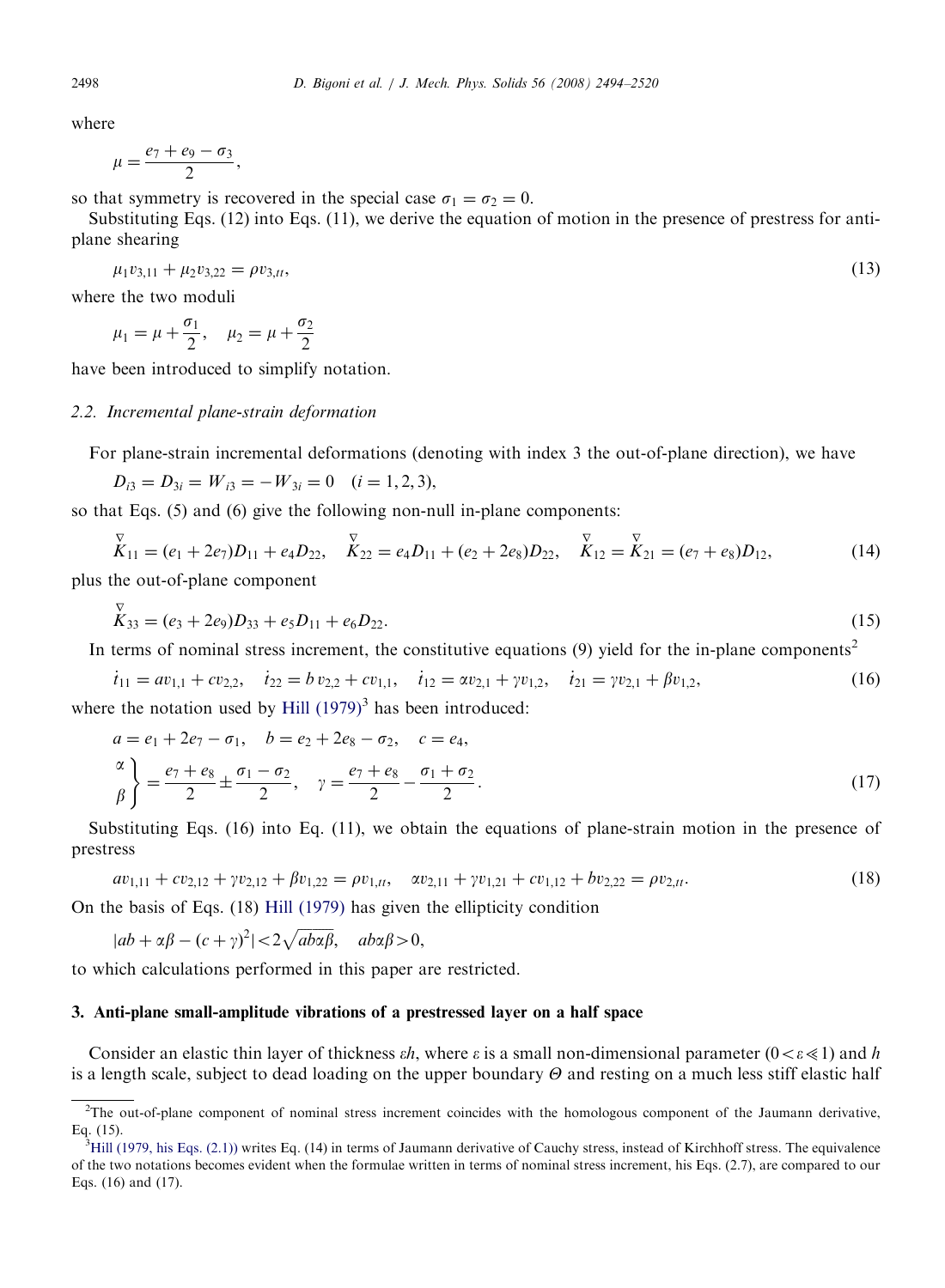where

$$\mu = \frac{e_7 + e_9 - \sigma_3}{2},$$

so that symmetry is recovered in the special case $\sigma_1 = \sigma_2 = 0$.

Substituting Eqs. (12) into Eqs. (11), we derive the equation of motion in the presence of prestress for anti-plane shearing

$$\mu_1 v_{3,11} + \mu_2 v_{3,22} = \rho v_{3,tt}, \tag{13}$$

where the two moduli

$$\mu_1 = \mu + \frac{\sigma_1}{2}, \quad \mu_2 = \mu + \frac{\sigma_2}{2}$$

have been introduced to simplify notation.

### 2.2. Incremental plane-strain deformation

For plane-strain incremental deformations (denoting with index 3 the out-of-plane direction), we have

$$D_{i3} = D_{3i} = W_{i3} = -W_{3i} = 0 \quad (i = 1, 2, 3),$$

so that Eqs. (5) and (6) give the following non-null in-plane components:

$$\overset{\triangledown}{K}_{11} = (e_1 + 2e_7)D_{11} + e_4 D_{22}, \quad \overset{\triangledown}{K}_{22} = e_4 D_{11} + (e_2 + 2e_8)D_{22}, \quad \overset{\triangledown}{K}_{12} = \overset{\triangledown}{K}_{21} = (e_7 + e_8)D_{12}, \tag{14}$$

plus the out-of-plane component

$$\overset{\triangledown}{K}_{33} = (e_3 + 2e_9)D_{33} + e_5 D_{11} + e_6 D_{22}. \tag{15}$$

In terms of nominal stress increment, the constitutive equations (9) yield for the in-plane components[2]

$$\dot{t}_{11} = a v_{1,1} + c v_{2,2}, \quad \dot{t}_{22} = b\, v_{2,2} + c v_{1,1}, \quad \dot{t}_{12} = \alpha v_{2,1} + \gamma v_{1,2}, \quad \dot{t}_{21} = \gamma v_{2,1} + \beta v_{1,2}, \tag{16}$$

where the notation used by Hill (1979)[3] has been introduced:

$$\begin{aligned} &a = e_1 + 2e_7 - \sigma_1, \quad b = e_2 + 2e_8 - \sigma_2, \quad c = e_4, \\ &\left.\begin{matrix}\alpha \\ \beta\end{matrix}\right\} = \frac{e_7 + e_8}{2} \pm \frac{\sigma_1 - \sigma_2}{2}, \quad \gamma = \frac{e_7 + e_8}{2} - \frac{\sigma_1 + \sigma_2}{2}. \end{aligned} \tag{17}$$

Substituting Eqs. (16) into Eq. (11), we obtain the equations of plane-strain motion in the presence of prestress

$$a v_{1,11} + c v_{2,12} + \gamma v_{2,12} + \beta v_{1,22} = \rho v_{1,tt}, \quad \alpha v_{2,11} + \gamma v_{1,21} + c v_{1,12} + b v_{2,22} = \rho v_{2,tt}. \tag{18}$$

On the basis of Eqs. (18) Hill (1979) has given the ellipticity condition

$$|ab + \alpha\beta - (c + \gamma)^2| < 2\sqrt{ab\alpha\beta}, \quad ab\alpha\beta > 0,$$

to which calculations performed in this paper are restricted.

## 3. Anti-plane small-amplitude vibrations of a prestressed layer on a half space

Consider an elastic thin layer of thickness $\varepsilon h$, where $\varepsilon$ is a small non-dimensional parameter ($0 < \varepsilon \ll 1$) and $h$ is a length scale, subject to dead loading on the upper boundary $\Theta$ and resting on a much less stiff elastic half

---

[2] The out-of-plane component of nominal stress increment coincides with the homologous component of the Jaumann derivative, Eq. (15).

[3] Hill (1979, his Eqs. (2.1)) writes Eq. (14) in terms of Jaumann derivative of Cauchy stress, instead of Kirchhoff stress. The equivalence of the two notations becomes evident when the formulae written in terms of nominal stress increment, his Eqs. (2.7), are compared to our Eqs. (16) and (17).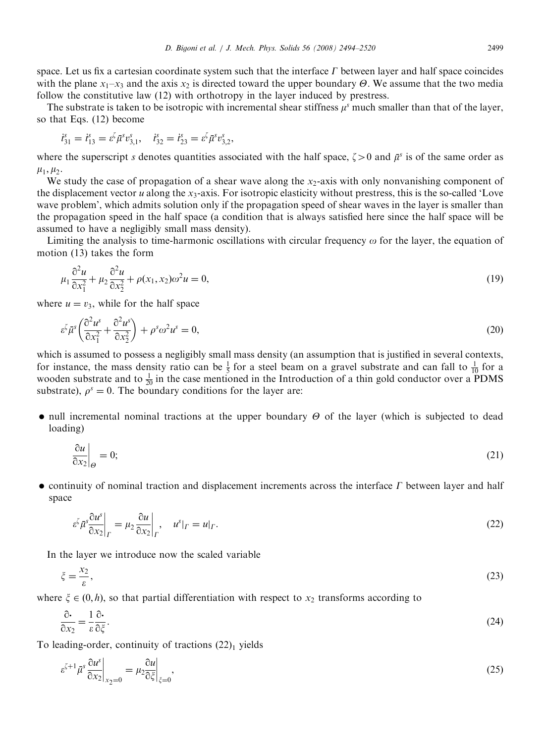space. Let us fix a cartesian coordinate system such that the interface $\Gamma$ between layer and half space coincides with the plane $x_1$–$x_3$ and the axis $x_2$ is directed toward the upper boundary $\Theta$. We assume that the two media follow the constitutive law (12) with orthotropy in the layer induced by prestress.

The substrate is taken to be isotropic with incremental shear stiffness $\mu^s$ much smaller than that of the layer, so that Eqs. (12) become

$$\dot{t}^s_{31} = \dot{t}^s_{13} = \varepsilon^\zeta \bar{\mu}^s v^s_{3,1}, \quad \dot{t}^s_{32} = \dot{t}^s_{23} = \varepsilon^\zeta \bar{\mu}^s v^s_{3,2},$$

where the superscript $s$ denotes quantities associated with the half space, $\zeta > 0$ and $\bar{\mu}^s$ is of the same order as $\mu_1, \mu_2$.

We study the case of propagation of a shear wave along the $x_2$-axis with only nonvanishing component of the displacement vector $u$ along the $x_3$-axis. For isotropic elasticity without prestress, this is the so-called 'Love wave problem', which admits solution only if the propagation speed of shear waves in the layer is smaller than the propagation speed in the half space (a condition that is always satisfied here since the half space will be assumed to have a negligibly small mass density).

Limiting the analysis to time-harmonic oscillations with circular frequency $\omega$ for the layer, the equation of motion (13) takes the form

$$\mu_1 \frac{\partial^2 u}{\partial x_1^2} + \mu_2 \frac{\partial^2 u}{\partial x_2^2} + \rho(x_1, x_2)\omega^2 u = 0, \tag{19}$$

where $u = v_3$, while for the half space

$$\varepsilon^\zeta \bar{\mu}^s \left( \frac{\partial^2 u^s}{\partial x_1^2} + \frac{\partial^2 u^s}{\partial x_2^2} \right) + \rho^s \omega^2 u^s = 0, \tag{20}$$

which is assumed to possess a negligibly small mass density (an assumption that is justified in several contexts, for instance, the mass density ratio can be $\frac{1}{5}$ for a steel beam on a gravel substrate and can fall to $\frac{1}{10}$ for a wooden substrate and to $\frac{1}{20}$ in the case mentioned in the Introduction of a thin gold conductor over a PDMS substrate), $\rho^s = 0$. The boundary conditions for the layer are:

- null incremental nominal tractions at the upper boundary $\Theta$ of the layer (which is subjected to dead loading)

$$\left. \frac{\partial u}{\partial x_2} \right|_\Theta = 0; \tag{21}$$

- continuity of nominal traction and displacement increments across the interface $\Gamma$ between layer and half space

$$\varepsilon^\zeta \bar{\mu}^s \left. \frac{\partial u^s}{\partial x_2} \right|_\Gamma = \mu_2 \left. \frac{\partial u}{\partial x_2} \right|_\Gamma, \quad u^s|_\Gamma = u|_\Gamma. \tag{22}$$

In the layer we introduce now the scaled variable

$$\xi = \frac{x_2}{\varepsilon}, \tag{23}$$

where $\xi \in (0, h)$, so that partial differentiation with respect to $x_2$ transforms according to

$$\frac{\partial \bullet}{\partial x_2} = \frac{1}{\varepsilon} \frac{\partial \bullet}{\partial \xi}. \tag{24}$$

To leading-order, continuity of tractions $(22)_1$ yields

$$\varepsilon^{\zeta+1} \bar{\mu}^s \left. \frac{\partial u^s}{\partial x_2} \right|_{x_2=0} = \mu_2 \left. \frac{\partial u}{\partial \xi} \right|_{\xi=0}, \tag{25}$$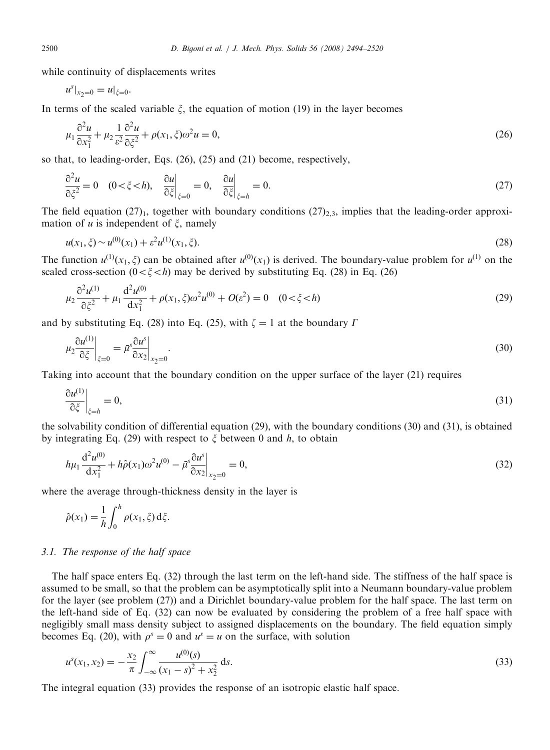while continuity of displacements writes

$$u^s|_{x_2=0} = u|_{\xi=0}.$$

In terms of the scaled variable $\xi$, the equation of motion (19) in the layer becomes

$$\mu_1 \frac{\partial^2 u}{\partial x_1^2} + \mu_2 \frac{1}{\varepsilon^2} \frac{\partial^2 u}{\partial \xi^2} + \rho(x_1, \xi)\omega^2 u = 0, \tag{26}$$

so that, to leading-order, Eqs. (26), (25) and (21) become, respectively,

$$\frac{\partial^2 u}{\partial \xi^2} = 0 \quad (0 < \xi < h), \quad \left.\frac{\partial u}{\partial \xi}\right|_{\xi=0} = 0, \quad \left.\frac{\partial u}{\partial \xi}\right|_{\xi=h} = 0. \tag{27}$$

The field equation $(27)_1$, together with boundary conditions $(27)_{2,3}$, implies that the leading-order approximation of $u$ is independent of $\xi$, namely

$$u(x_1, \xi) \sim u^{(0)}(x_1) + \varepsilon^2 u^{(1)}(x_1, \xi). \tag{28}$$

The function $u^{(1)}(x_1, \xi)$ can be obtained after $u^{(0)}(x_1)$ is derived. The boundary-value problem for $u^{(1)}$ on the scaled cross-section $(0 < \xi < h)$ may be derived by substituting Eq. (28) in Eq. (26)

$$\mu_2 \frac{\partial^2 u^{(1)}}{\partial \xi^2} + \mu_1 \frac{\mathrm{d}^2 u^{(0)}}{\mathrm{d}x_1^2} + \rho(x_1, \xi)\omega^2 u^{(0)} + O(\varepsilon^2) = 0 \quad (0 < \xi < h) \tag{29}$$

and by substituting Eq. (28) into Eq. (25), with $\zeta = 1$ at the boundary $\Gamma$

$$\mu_2 \left.\frac{\partial u^{(1)}}{\partial \xi}\right|_{\xi=0} = \bar{\mu}^s \left.\frac{\partial u^s}{\partial x_2}\right|_{x_2=0}. \tag{30}$$

Taking into account that the boundary condition on the upper surface of the layer (21) requires

$$\left.\frac{\partial u^{(1)}}{\partial \xi}\right|_{\xi=h} = 0, \tag{31}$$

the solvability condition of differential equation (29), with the boundary conditions (30) and (31), is obtained by integrating Eq. (29) with respect to $\xi$ between 0 and $h$, to obtain

$$h\mu_1 \frac{\mathrm{d}^2 u^{(0)}}{\mathrm{d}x_1^2} + h\hat{\rho}(x_1)\omega^2 u^{(0)} - \bar{\mu}^s \left.\frac{\partial u^s}{\partial x_2}\right|_{x_2=0} = 0, \tag{32}$$

where the average through-thickness density in the layer is

$$\hat{\rho}(x_1) = \frac{1}{h} \int_0^h \rho(x_1, \xi)\, \mathrm{d}\xi.$$

### 3.1. The response of the half space

The half space enters Eq. (32) through the last term on the left-hand side. The stiffness of the half space is assumed to be small, so that the problem can be asymptotically split into a Neumann boundary-value problem for the layer (see problem (27)) and a Dirichlet boundary-value problem for the half space. The last term on the left-hand side of Eq. (32) can now be evaluated by considering the problem of a free half space with negligibly small mass density subject to assigned displacements on the boundary. The field equation simply becomes Eq. (20), with $\rho^s = 0$ and $u^s = u$ on the surface, with solution

$$u^s(x_1, x_2) = -\frac{x_2}{\pi} \int_{-\infty}^{\infty} \frac{u^{(0)}(s)}{(x_1 - s)^2 + x_2^2}\, \mathrm{d}s. \tag{33}$$

The integral equation (33) provides the response of an isotropic elastic half space.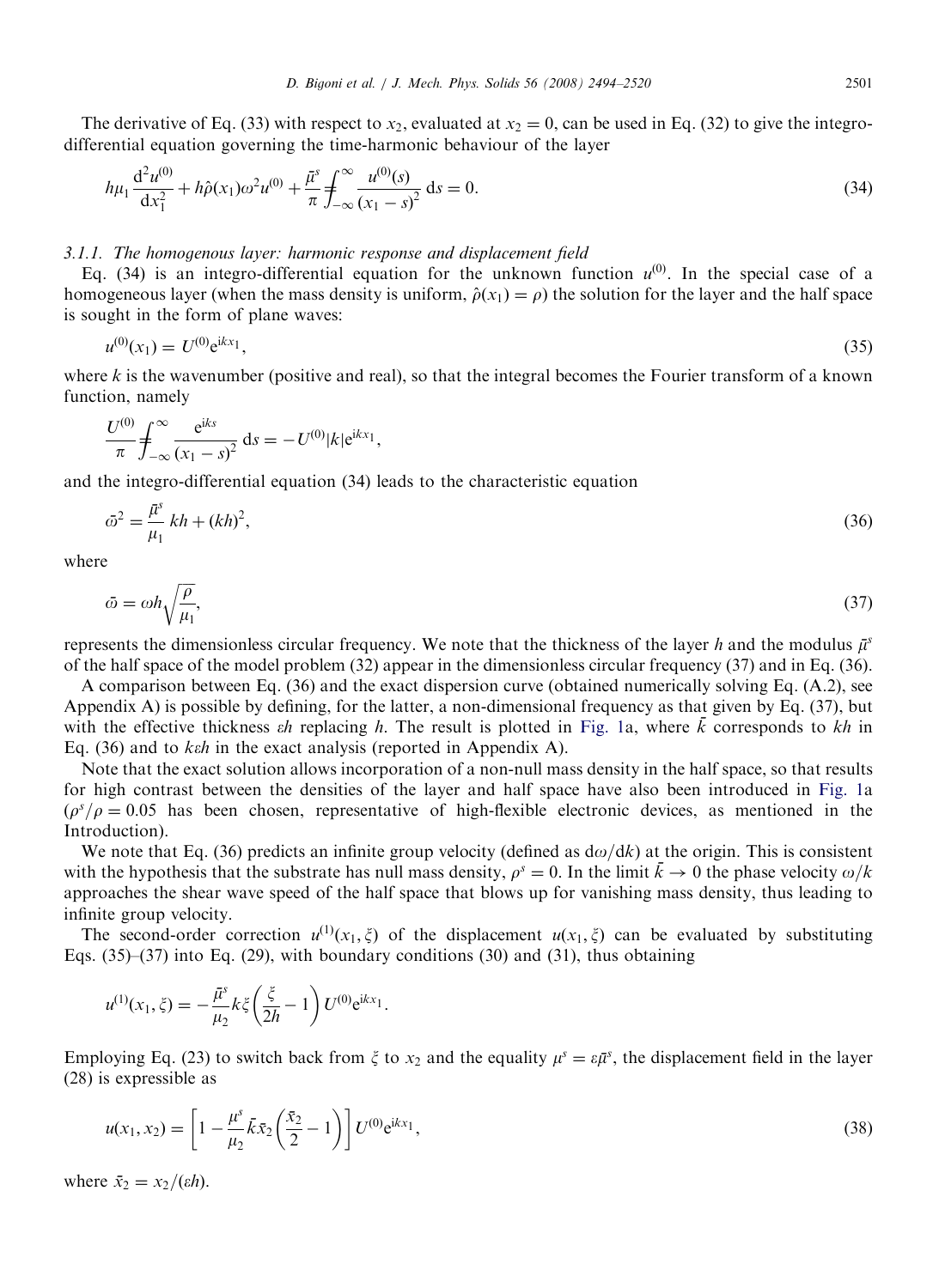The derivative of Eq. (33) with respect to $x_2$, evaluated at $x_2 = 0$, can be used in Eq. (32) to give the integro-differential equation governing the time-harmonic behaviour of the layer

$$h\mu_1 \frac{\mathrm{d}^2 u^{(0)}}{\mathrm{d}x_1^2} + h\hat{\rho}(x_1)\omega^2 u^{(0)} + \frac{\bar{\mu}^s}{\pi} \fint_{-\infty}^{\infty} \frac{u^{(0)}(s)}{(x_1 - s)^2}\, \mathrm{d}s = 0. \tag{34}$$

### 3.1.1. The homogenous layer: harmonic response and displacement field

Eq. (34) is an integro-differential equation for the unknown function $u^{(0)}$. In the special case of a homogeneous layer (when the mass density is uniform, $\hat{\rho}(x_1) = \rho$) the solution for the layer and the half space is sought in the form of plane waves:

$$u^{(0)}(x_1) = U^{(0)} \mathrm{e}^{\mathrm{i}kx_1}, \tag{35}$$

where $k$ is the wavenumber (positive and real), so that the integral becomes the Fourier transform of a known function, namely

$$\frac{U^{(0)}}{\pi} \fint_{-\infty}^{\infty} \frac{\mathrm{e}^{\mathrm{i}ks}}{(x_1 - s)^2}\, \mathrm{d}s = -U^{(0)}|k|\mathrm{e}^{\mathrm{i}kx_1},$$

and the integro-differential equation (34) leads to the characteristic equation

$$\bar{\omega}^2 = \frac{\bar{\mu}^s}{\mu_1} kh + (kh)^2, \tag{36}$$

where

$$\bar{\omega} = \omega h \sqrt{\frac{\rho}{\mu_1}}, \tag{37}$$

represents the dimensionless circular frequency. We note that the thickness of the layer $h$ and the modulus $\bar{\mu}^s$ of the half space of the model problem (32) appear in the dimensionless circular frequency (37) and in Eq. (36).

A comparison between Eq. (36) and the exact dispersion curve (obtained numerically solving Eq. (A.2), see Appendix A) is possible by defining, for the latter, a non-dimensional frequency as that given by Eq. (37), but with the effective thickness $\varepsilon h$ replacing $h$. The result is plotted in Fig. 1a, where $\bar{k}$ corresponds to $kh$ in Eq. (36) and to $k\varepsilon h$ in the exact analysis (reported in Appendix A).

Note that the exact solution allows incorporation of a non-null mass density in the half space, so that results for high contrast between the densities of the layer and half space have also been introduced in Fig. 1a ($\rho^s/\rho = 0.05$ has been chosen, representative of high-flexible electronic devices, as mentioned in the Introduction).

We note that Eq. (36) predicts an infinite group velocity (defined as $\mathrm{d}\omega/\mathrm{d}k$) at the origin. This is consistent with the hypothesis that the substrate has null mass density, $\rho^s = 0$. In the limit $\bar{k} \to 0$ the phase velocity $\omega/k$ approaches the shear wave speed of the half space that blows up for vanishing mass density, thus leading to infinite group velocity.

The second-order correction $u^{(1)}(x_1, \xi)$ of the displacement $u(x_1, \xi)$ can be evaluated by substituting Eqs. (35)–(37) into Eq. (29), with boundary conditions (30) and (31), thus obtaining

$$u^{(1)}(x_1, \xi) = -\frac{\bar{\mu}^s}{\mu_2} k\xi \left(\frac{\xi}{2h} - 1\right) U^{(0)} \mathrm{e}^{\mathrm{i}kx_1}.$$

Employing Eq. (23) to switch back from $\xi$ to $x_2$ and the equality $\mu^s = \varepsilon\bar{\mu}^s$, the displacement field in the layer (28) is expressible as

$$u(x_1, x_2) = \left[1 - \frac{\mu^s}{\mu_2} \bar{k}\bar{x}_2 \left(\frac{\bar{x}_2}{2} - 1\right)\right] U^{(0)} \mathrm{e}^{\mathrm{i}kx_1}, \tag{38}$$

where $\bar{x}_2 = x_2/(\varepsilon h)$.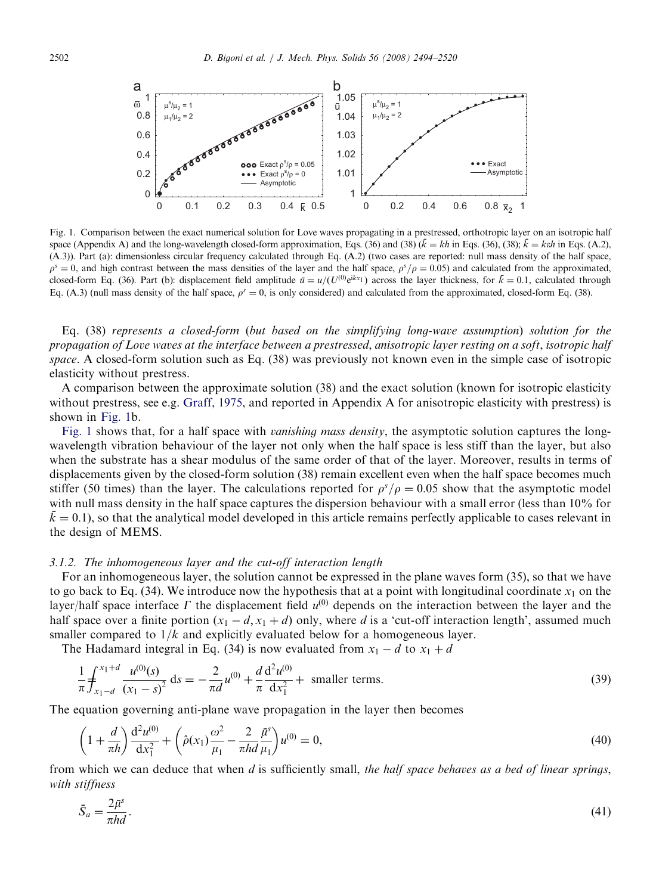Fig. 1. Comparison between the exact numerical solution for Love waves propagating in a prestressed, orthotropic layer on an isotropic half space (Appendix A) and the long-wavelength closed-form approximation, Eqs. (36) and (38) ($\bar{k} = kh$ in Eqs. (36), (38); $\bar{k} = k\varepsilon h$ in Eqs. (A.2), (A.3)). Part (a): dimensionless circular frequency calculated through Eq. (A.2) (two cases are reported: null mass density of the half space, $\rho^s = 0$, and high contrast between the mass densities of the layer and the half space, $\rho^s/\rho = 0.05$) and calculated from the approximated, closed-form Eq. (36). Part (b): displacement field amplitude $\bar{u} = u/(U^{(0)}e^{ikx_1})$ across the layer thickness, for $\bar{k} = 0.1$, calculated through Eq. (A.3) (null mass density of the half space, $\rho^s = 0$, is only considered) and calculated from the approximated, closed-form Eq. (38).

Eq. (38) *represents a closed-form (but based on the simplifying long-wave assumption) solution for the propagation of Love waves at the interface between a prestressed, anisotropic layer resting on a soft, isotropic half space*. A closed-form solution such as Eq. (38) was previously not known even in the simple case of isotropic elasticity without prestress.

A comparison between the approximate solution (38) and the exact solution (known for isotropic elasticity without prestress, see e.g. Graff, 1975, and reported in Appendix A for anisotropic elasticity with prestress) is shown in Fig. 1b.

Fig. 1 shows that, for a half space with *vanishing mass density*, the asymptotic solution captures the long-wavelength vibration behaviour of the layer not only when the half space is less stiff than the layer, but also when the substrate has a shear modulus of the same order of that of the layer. Moreover, results in terms of displacements given by the closed-form solution (38) remain excellent even when the half space becomes much stiffer (50 times) than the layer. The calculations reported for $\rho^s/\rho = 0.05$ show that the asymptotic model with null mass density in the half space captures the dispersion behaviour with a small error (less than 10% for $\bar{k} = 0.1$), so that the analytical model developed in this article remains perfectly applicable to cases relevant in the design of MEMS.

### 3.1.2. The inhomogeneous layer and the cut-off interaction length

For an inhomogeneous layer, the solution cannot be expressed in the plane waves form (35), so that we have to go back to Eq. (34). We introduce now the hypothesis that at a point with longitudinal coordinate $x_1$ on the layer/half space interface $\Gamma$ the displacement field $u^{(0)}$ depends on the interaction between the layer and the half space over a finite portion $(x_1 - d, x_1 + d)$ only, where $d$ is a 'cut-off interaction length', assumed much smaller compared to $1/k$ and explicitly evaluated below for a homogeneous layer.

The Hadamard integral in Eq. (34) is now evaluated from $x_1 - d$ to $x_1 + d$

$$\frac{1}{\pi} \fint_{x_1-d}^{x_1+d} \frac{u^{(0)}(s)}{(x_1 - s)^2}\, \mathrm{d}s = -\frac{2}{\pi d} u^{(0)} + \frac{d}{\pi} \frac{\mathrm{d}^2 u^{(0)}}{\mathrm{d}x_1^2} + \text{ smaller terms.} \tag{39}$$

The equation governing anti-plane wave propagation in the layer then becomes

$$\left(1 + \frac{d}{\pi h}\right) \frac{\mathrm{d}^2 u^{(0)}}{\mathrm{d}x_1^2} + \left(\hat{\rho}(x_1) \frac{\omega^2}{\mu_1} - \frac{2}{\pi h d} \frac{\bar{\mu}^s}{\mu_1}\right) u^{(0)} = 0, \tag{40}$$

from which we can deduce that when $d$ is sufficiently small, *the half space behaves as a bed of linear springs, with stiffness*

$$\bar{S}_a = \frac{2\bar{\mu}^s}{\pi h d}. \tag{41}$$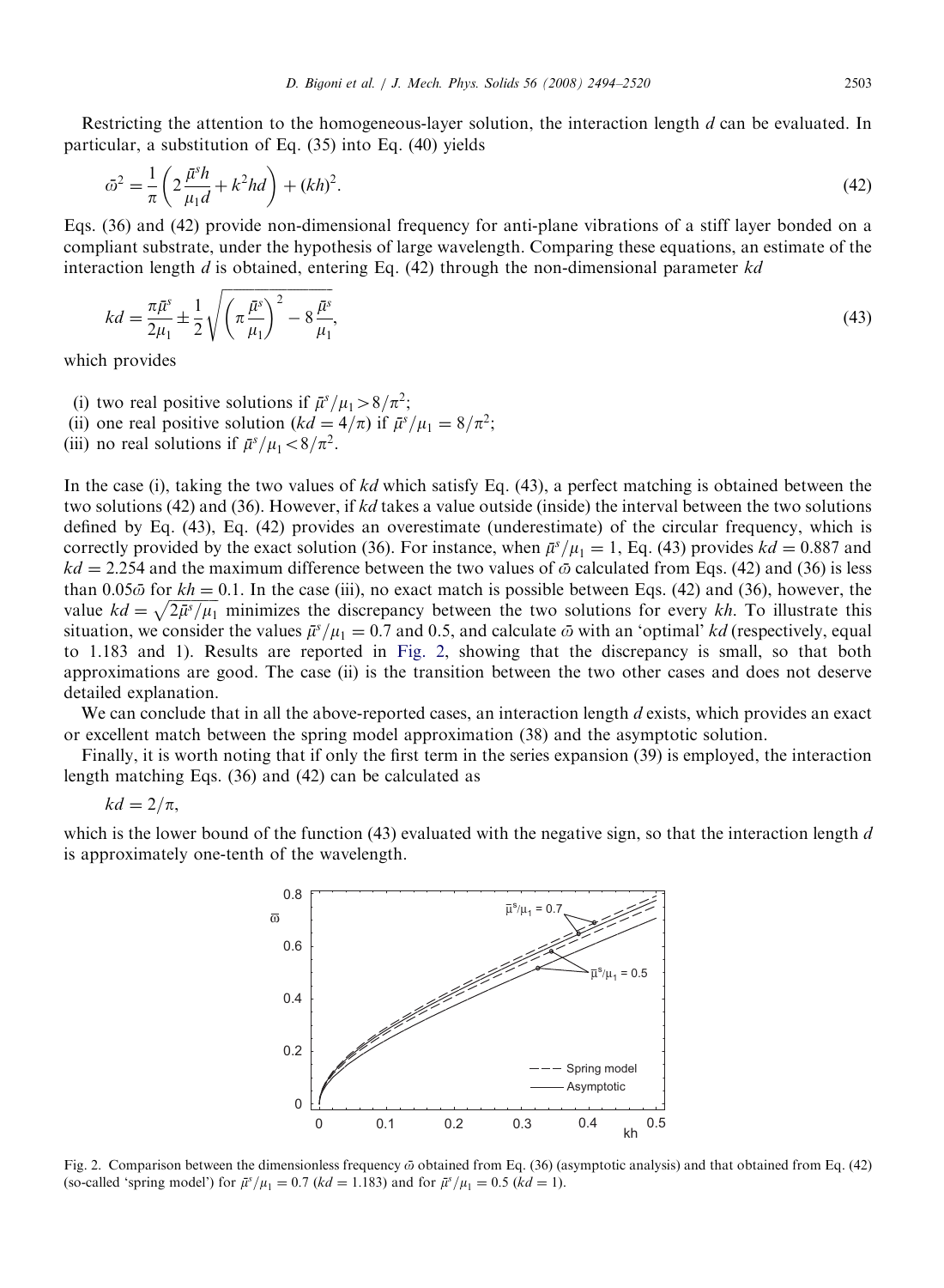Restricting the attention to the homogeneous-layer solution, the interaction length $d$ can be evaluated. In particular, a substitution of Eq. (35) into Eq. (40) yields

$$\bar{\varpi}^2 = \frac{1}{\pi}\left(2\frac{\bar{\mu}^s h}{\mu_1 d} + k^2 hd\right) + (kh)^2. \tag{42}$$

Eqs. (36) and (42) provide non-dimensional frequency for anti-plane vibrations of a stiff layer bonded on a compliant substrate, under the hypothesis of large wavelength. Comparing these equations, an estimate of the interaction length $d$ is obtained, entering Eq. (42) through the non-dimensional parameter $kd$

$$kd = \frac{\pi \bar{\mu}^s}{2\mu_1} \pm \frac{1}{2}\sqrt{\left(\pi\frac{\bar{\mu}^s}{\mu_1}\right)^2 - 8\frac{\bar{\mu}^s}{\mu_1}}, \tag{43}$$

which provides

(i) two real positive solutions if $\bar{\mu}^s/\mu_1 > 8/\pi^2$;
(ii) one real positive solution ($kd = 4/\pi$) if $\bar{\mu}^s/\mu_1 = 8/\pi^2$;
(iii) no real solutions if $\bar{\mu}^s/\mu_1 < 8/\pi^2$.

In the case (i), taking the two values of $kd$ which satisfy Eq. (43), a perfect matching is obtained between the two solutions (42) and (36). However, if $kd$ takes a value outside (inside) the interval between the two solutions defined by Eq. (43), Eq. (42) provides an overestimate (underestimate) of the circular frequency, which is correctly provided by the exact solution (36). For instance, when $\bar{\mu}^s/\mu_1 = 1$, Eq. (43) provides $kd = 0.887$ and $kd = 2.254$ and the maximum difference between the two values of $\bar{\varpi}$ calculated from Eqs. (42) and (36) is less than $0.05\bar{\varpi}$ for $kh = 0.1$. In the case (iii), no exact match is possible between Eqs. (42) and (36), however, the value $kd = \sqrt{2\bar{\mu}^s/\mu_1}$ minimizes the discrepancy between the two solutions for every $kh$. To illustrate this situation, we consider the values $\bar{\mu}^s/\mu_1 = 0.7$ and 0.5, and calculate $\bar{\varpi}$ with an 'optimal' $kd$ (respectively, equal to 1.183 and 1). Results are reported in Fig. 2, showing that the discrepancy is small, so that both approximations are good. The case (ii) is the transition between the two other cases and does not deserve detailed explanation.

We can conclude that in all the above-reported cases, an interaction length $d$ exists, which provides an exact or excellent match between the spring model approximation (38) and the asymptotic solution.

Finally, it is worth noting that if only the first term in the series expansion (39) is employed, the interaction length matching Eqs. (36) and (42) can be calculated as

$$kd = 2/\pi,$$

which is the lower bound of the function (43) evaluated with the negative sign, so that the interaction length $d$ is approximately one-tenth of the wavelength.

Fig. 2. Comparison between the dimensionless frequency $\bar{\varpi}$ obtained from Eq. (36) (asymptotic analysis) and that obtained from Eq. (42) (so-called 'spring model') for $\bar{\mu}^s/\mu_1 = 0.7$ ($kd = 1.183$) and for $\bar{\mu}^s/\mu_1 = 0.5$ ($kd = 1$).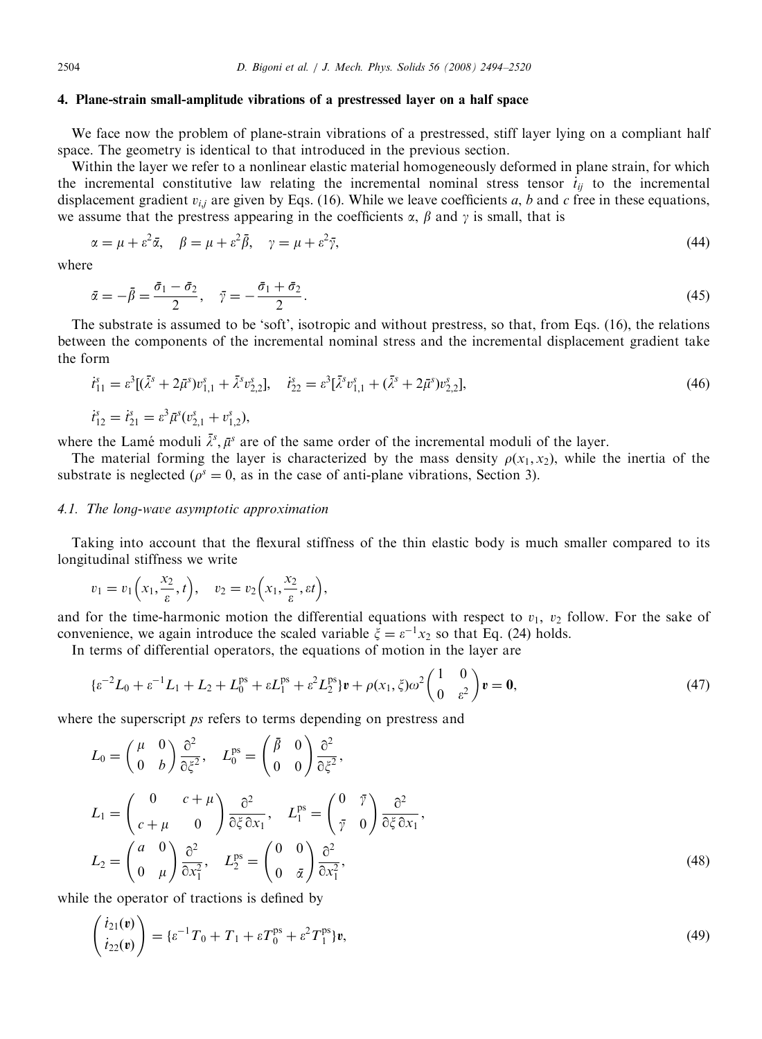## 4. Plane-strain small-amplitude vibrations of a prestressed layer on a half space

We face now the problem of plane-strain vibrations of a prestressed, stiff layer lying on a compliant half space. The geometry is identical to that introduced in the previous section.

Within the layer we refer to a nonlinear elastic material homogeneously deformed in plane strain, for which the incremental constitutive law relating the incremental nominal stress tensor $\dot{t}_{ij}$ to the incremental displacement gradient $v_{i,j}$ are given by Eqs. (16). While we leave coefficients $a$, $b$ and $c$ free in these equations, we assume that the prestress appearing in the coefficients $\alpha$, $\beta$ and $\gamma$ is small, that is

$$\alpha = \mu + \varepsilon^2 \bar{\alpha}, \quad \beta = \mu + \varepsilon^2 \bar{\beta}, \quad \gamma = \mu + \varepsilon^2 \bar{\gamma}, \tag{44}$$

where

$$\bar{\alpha} = -\bar{\beta} = \frac{\bar{\sigma}_1 - \bar{\sigma}_2}{2}, \quad \bar{\gamma} = -\frac{\bar{\sigma}_1 + \bar{\sigma}_2}{2}. \tag{45}$$

The substrate is assumed to be 'soft', isotropic and without prestress, so that, from Eqs. (16), the relations between the components of the incremental nominal stress and the incremental displacement gradient take the form

$$\dot{t}^s_{11} = \varepsilon^3[(\bar{\lambda}^s + 2\bar{\mu}^s)v^s_{1,1} + \bar{\lambda}^s v^s_{2,2}], \quad \dot{t}^s_{22} = \varepsilon^3[\bar{\lambda}^s v^s_{1,1} + (\bar{\lambda}^s + 2\bar{\mu}^s)v^s_{2,2}],$$
$$\dot{t}^s_{12} = \dot{t}^s_{21} = \varepsilon^3 \bar{\mu}^s (v^s_{2,1} + v^s_{1,2}), \tag{46}$$

where the Lamé moduli $\bar{\lambda}^s, \bar{\mu}^s$ are of the same order of the incremental moduli of the layer.

The material forming the layer is characterized by the mass density $\rho(x_1, x_2)$, while the inertia of the substrate is neglected ($\rho^s = 0$, as in the case of anti-plane vibrations, Section 3).

### 4.1. The long-wave asymptotic approximation

Taking into account that the flexural stiffness of the thin elastic body is much smaller compared to its longitudinal stiffness we write

$$v_1 = v_1\left(x_1, \frac{x_2}{\varepsilon}, t\right), \quad v_2 = v_2\left(x_1, \frac{x_2}{\varepsilon}, \varepsilon t\right),$$

and for the time-harmonic motion the differential equations with respect to $v_1$, $v_2$ follow. For the sake of convenience, we again introduce the scaled variable $\xi = \varepsilon^{-1}x_2$ so that Eq. (24) holds.

In terms of differential operators, the equations of motion in the layer are

$$\{\varepsilon^{-2}L_0 + \varepsilon^{-1}L_1 + L_2 + L_0^{\text{ps}} + \varepsilon L_1^{\text{ps}} + \varepsilon^2 L_2^{\text{ps}}\}\boldsymbol{v} + \rho(x_1, \xi)\omega^2 \begin{pmatrix} 1 & 0 \\ 0 & \varepsilon^2 \end{pmatrix} \boldsymbol{v} = \boldsymbol{0}, \tag{47}$$

where the superscript *ps* refers to terms depending on prestress and

$$L_0 = \begin{pmatrix} \mu & 0 \\ 0 & b \end{pmatrix} \frac{\partial^2}{\partial \xi^2}, \quad L_0^{\text{ps}} = \begin{pmatrix} \bar{\beta} & 0 \\ 0 & 0 \end{pmatrix} \frac{\partial^2}{\partial \xi^2},$$

$$L_1 = \begin{pmatrix} 0 & c + \mu \\ c + \mu & 0 \end{pmatrix} \frac{\partial^2}{\partial \xi \, \partial x_1}, \quad L_1^{\text{ps}} = \begin{pmatrix} 0 & \bar{\gamma} \\ \bar{\gamma} & 0 \end{pmatrix} \frac{\partial^2}{\partial \xi \, \partial x_1},$$

$$L_2 = \begin{pmatrix} a & 0 \\ 0 & \mu \end{pmatrix} \frac{\partial^2}{\partial x_1^2}, \quad L_2^{\text{ps}} = \begin{pmatrix} 0 & 0 \\ 0 & \bar{\alpha} \end{pmatrix} \frac{\partial^2}{\partial x_1^2}, \tag{48}$$

while the operator of tractions is defined by

$$\begin{pmatrix} \dot{t}_{21}(\boldsymbol{v}) \\ \dot{t}_{22}(\boldsymbol{v}) \end{pmatrix} = \{\varepsilon^{-1}T_0 + T_1 + \varepsilon T_0^{\text{ps}} + \varepsilon^2 T_1^{\text{ps}}\}\boldsymbol{v}, \tag{49}$$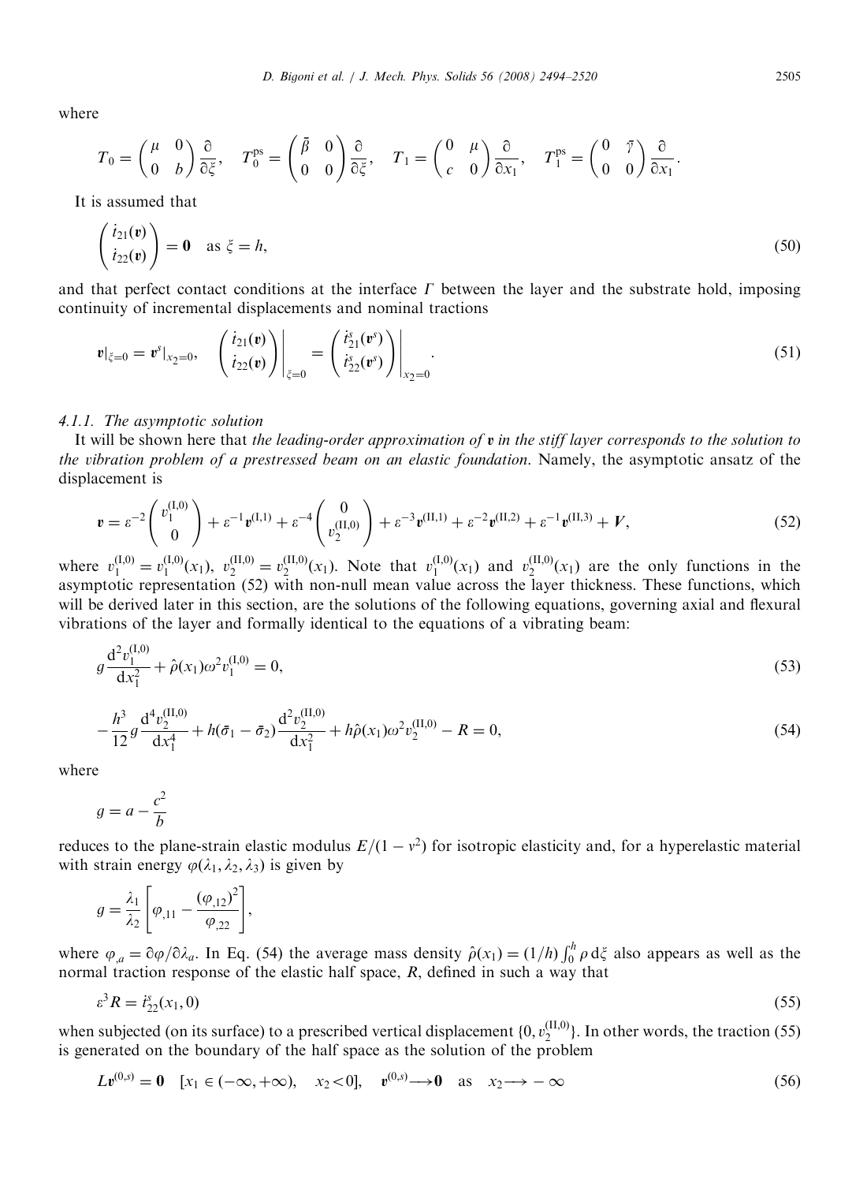where

$$T_0 = \begin{pmatrix} \mu & 0 \\ 0 & b \end{pmatrix} \frac{\partial}{\partial \xi}, \quad T_0^{\rm ps} = \begin{pmatrix} \bar{\beta} & 0 \\ 0 & 0 \end{pmatrix} \frac{\partial}{\partial \xi}, \quad T_1 = \begin{pmatrix} 0 & \mu \\ c & 0 \end{pmatrix} \frac{\partial}{\partial x_1}, \quad T_1^{\rm ps} = \begin{pmatrix} 0 & \bar{\gamma} \\ 0 & 0 \end{pmatrix} \frac{\partial}{\partial x_1}.$$

It is assumed that

$$\begin{pmatrix} \dot{t}_{21}(\boldsymbol{v}) \\ \dot{t}_{22}(\boldsymbol{v}) \end{pmatrix} = \boldsymbol{0} \quad \text{as } \xi = h, \tag{50}$$

and that perfect contact conditions at the interface $\Gamma$ between the layer and the substrate hold, imposing continuity of incremental displacements and nominal tractions

$$\boldsymbol{v}|_{\xi=0} = \boldsymbol{v}^s|_{x_2=0}, \quad \left.\begin{pmatrix} \dot{t}_{21}(\boldsymbol{v}) \\ \dot{t}_{22}(\boldsymbol{v}) \end{pmatrix}\right|_{\xi=0} = \left.\begin{pmatrix} \dot{t}^s_{21}(\boldsymbol{v}^s) \\ \dot{t}^s_{22}(\boldsymbol{v}^s) \end{pmatrix}\right|_{x_2=0}. \tag{51}$$

### 4.1.1. The asymptotic solution

It will be shown here that *the leading-order approximation of* $\boldsymbol{v}$ *in the stiff layer corresponds to the solution to the vibration problem of a prestressed beam on an elastic foundation*. Namely, the asymptotic ansatz of the displacement is

$$\boldsymbol{v} = \varepsilon^{-2} \begin{pmatrix} v_1^{(\mathrm{I},0)} \\ 0 \end{pmatrix} + \varepsilon^{-1} \boldsymbol{v}^{(\mathrm{I},1)} + \varepsilon^{-4} \begin{pmatrix} 0 \\ v_2^{(\mathrm{II},0)} \end{pmatrix} + \varepsilon^{-3} \boldsymbol{v}^{(\mathrm{II},1)} + \varepsilon^{-2} \boldsymbol{v}^{(\mathrm{II},2)} + \varepsilon^{-1} \boldsymbol{v}^{(\mathrm{II},3)} + \boldsymbol{V}, \tag{52}$$

where $v_1^{(\mathrm{I},0)} = v_1^{(\mathrm{I},0)}(x_1)$, $v_2^{(\mathrm{II},0)} = v_2^{(\mathrm{II},0)}(x_1)$. Note that $v_1^{(\mathrm{I},0)}(x_1)$ and $v_2^{(\mathrm{II},0)}(x_1)$ are the only functions in the asymptotic representation (52) with non-null mean value across the layer thickness. These functions, which will be derived later in this section, are the solutions of the following equations, governing axial and flexural vibrations of the layer and formally identical to the equations of a vibrating beam:

$$g \frac{\mathrm{d}^2 v_1^{(\mathrm{I},0)}}{\mathrm{d}x_1^2} + \hat{\rho}(x_1)\omega^2 v_1^{(\mathrm{I},0)} = 0, \tag{53}$$

$$-\frac{h^3}{12} g \frac{\mathrm{d}^4 v_2^{(\mathrm{II},0)}}{\mathrm{d}x_1^4} + h(\bar{\sigma}_1 - \bar{\sigma}_2) \frac{\mathrm{d}^2 v_2^{(\mathrm{II},0)}}{\mathrm{d}x_1^2} + h\hat{\rho}(x_1)\omega^2 v_2^{(\mathrm{II},0)} - R = 0, \tag{54}$$

where

$$g = a - \frac{c^2}{b}$$

reduces to the plane-strain elastic modulus $E/(1-\nu^2)$ for isotropic elasticity and, for a hyperelastic material with strain energy $\varphi(\lambda_1, \lambda_2, \lambda_3)$ is given by

$$g = \frac{\lambda_1}{\lambda_2} \left[ \varphi_{,11} - \frac{(\varphi_{,12})^2}{\varphi_{,22}} \right],$$

where $\varphi_{,a} = \partial \varphi / \partial \lambda_a$. In Eq. (54) the average mass density $\hat{\rho}(x_1) = (1/h)\int_0^h \rho \, \mathrm{d}\xi$ also appears as well as the normal traction response of the elastic half space, $R$, defined in such a way that

$$\varepsilon^3 R = \dot{t}^s_{22}(x_1, 0) \tag{55}$$

when subjected (on its surface) to a prescribed vertical displacement $\{0, v_2^{(\mathrm{II},0)}\}$. In other words, the traction (55) is generated on the boundary of the half space as the solution of the problem

$$L\boldsymbol{v}^{(0,s)} = \boldsymbol{0} \quad [x_1 \in (-\infty, +\infty), \quad x_2 < 0], \quad \boldsymbol{v}^{(0,s)} \longrightarrow \boldsymbol{0} \quad \text{as} \quad x_2 \longrightarrow -\infty \tag{56}$$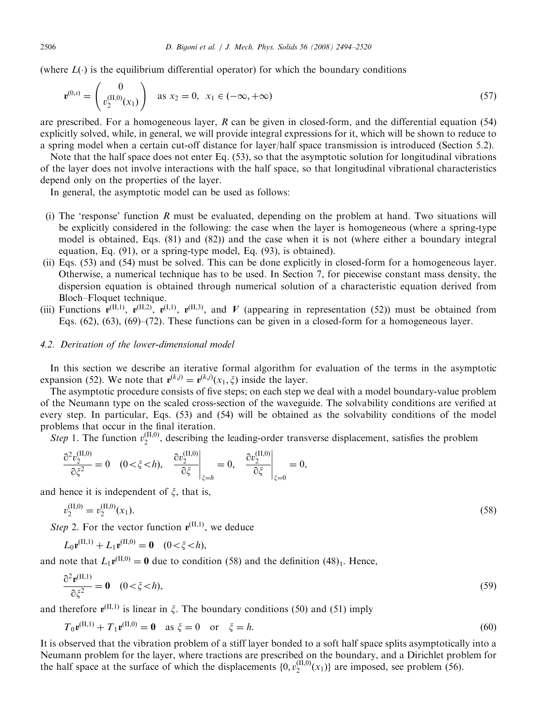(where $L(\cdot)$ is the equilibrium differential operator) for which the boundary conditions

$$
\mathbf{v}^{(0,s)} = \begin{pmatrix} 0 \\ v_2^{(\mathrm{II},0)}(x_1) \end{pmatrix} \quad \text{as } x_2 = 0, \ x_1 \in (-\infty, +\infty) \tag{57}
$$

are prescribed. For a homogeneous layer, $R$ can be given in closed-form, and the differential equation (54) explicitly solved, while, in general, we will provide integral expressions for it, which will be shown to reduce to a spring model when a certain cut-off distance for layer/half space transmission is introduced (Section 5.2).

Note that the half space does not enter Eq. (53), so that the asymptotic solution for longitudinal vibrations of the layer does not involve interactions with the half space, so that longitudinal vibrational characteristics depend only on the properties of the layer.

In general, the asymptotic model can be used as follows:

(i) The 'response' function $R$ must be evaluated, depending on the problem at hand. Two situations will be explicitly considered in the following: the case when the layer is homogeneous (where a spring-type model is obtained, Eqs. (81) and (82)) and the case when it is not (where either a boundary integral equation, Eq. (91), or a spring-type model, Eq. (93), is obtained).

(ii) Eqs. (53) and (54) must be solved. This can be done explicitly in closed-form for a homogeneous layer. Otherwise, a numerical technique has to be used. In Section 7, for piecewise constant mass density, the dispersion equation is obtained through numerical solution of a characteristic equation derived from Bloch–Floquet technique.

(iii) Functions $\mathbf{v}^{(\mathrm{II},1)}$, $\mathbf{v}^{(\mathrm{II},2)}$, $\mathbf{v}^{(\mathrm{I},1)}$, $\mathbf{v}^{(\mathrm{II},3)}$, and $\mathbf{V}$ (appearing in representation (52)) must be obtained from Eqs. (62), (63), (69)–(72). These functions can be given in a closed-form for a homogeneous layer.

### 4.2. Derivation of the lower-dimensional model

In this section we describe an iterative formal algorithm for evaluation of the terms in the asymptotic expansion (52). We note that $\mathbf{v}^{(k,j)} = \mathbf{v}^{(k,j)}(x_1, \xi)$ inside the layer.

The asymptotic procedure consists of five steps; on each step we deal with a model boundary-value problem of the Neumann type on the scaled cross-section of the waveguide. The solvability conditions are verified at every step. In particular, Eqs. (53) and (54) will be obtained as the solvability conditions of the model problems that occur in the final iteration.

*Step* 1. The function $v_2^{(\mathrm{II},0)}$, describing the leading-order transverse displacement, satisfies the problem

$$
\frac{\partial^2 v_2^{(\mathrm{II},0)}}{\partial \xi^2} = 0 \quad (0 < \xi < h), \quad \left.\frac{\partial v_2^{(\mathrm{II},0)}}{\partial \xi}\right|_{\xi=h} = 0, \quad \left.\frac{\partial v_2^{(\mathrm{II},0)}}{\partial \xi}\right|_{\xi=0} = 0,
$$

and hence it is independent of $\xi$, that is,

$$
v_2^{(\mathrm{II},0)} = v_2^{(\mathrm{II},0)}(x_1). \tag{58}
$$

*Step* 2. For the vector function $\mathbf{v}^{(\mathrm{II},1)}$, we deduce

$$
L_0 \mathbf{v}^{(\mathrm{II},1)} + L_1 \mathbf{v}^{(\mathrm{II},0)} = \mathbf{0} \quad (0 < \xi < h),
$$

and note that $L_1 \mathbf{v}^{(\mathrm{II},0)} = \mathbf{0}$ due to condition (58) and the definition $(48)_1$. Hence,

$$
\frac{\partial^2 \mathbf{v}^{(\mathrm{II},1)}}{\partial \xi^2} = \mathbf{0} \quad (0 < \xi < h), \tag{59}
$$

and therefore $\mathbf{v}^{(\mathrm{II},1)}$ is linear in $\xi$. The boundary conditions (50) and (51) imply

$$
T_0 \mathbf{v}^{(\mathrm{II},1)} + T_1 \mathbf{v}^{(\mathrm{II},0)} = \mathbf{0} \quad \text{as } \xi = 0 \quad \text{or} \quad \xi = h. \tag{60}
$$

It is observed that the vibration problem of a stiff layer bonded to a soft half space splits asymptotically into a Neumann problem for the layer, where tractions are prescribed on the boundary, and a Dirichlet problem for the half space at the surface of which the displacements $\{0, v_2^{(\mathrm{II},0)}(x_1)\}$ are imposed, see problem (56).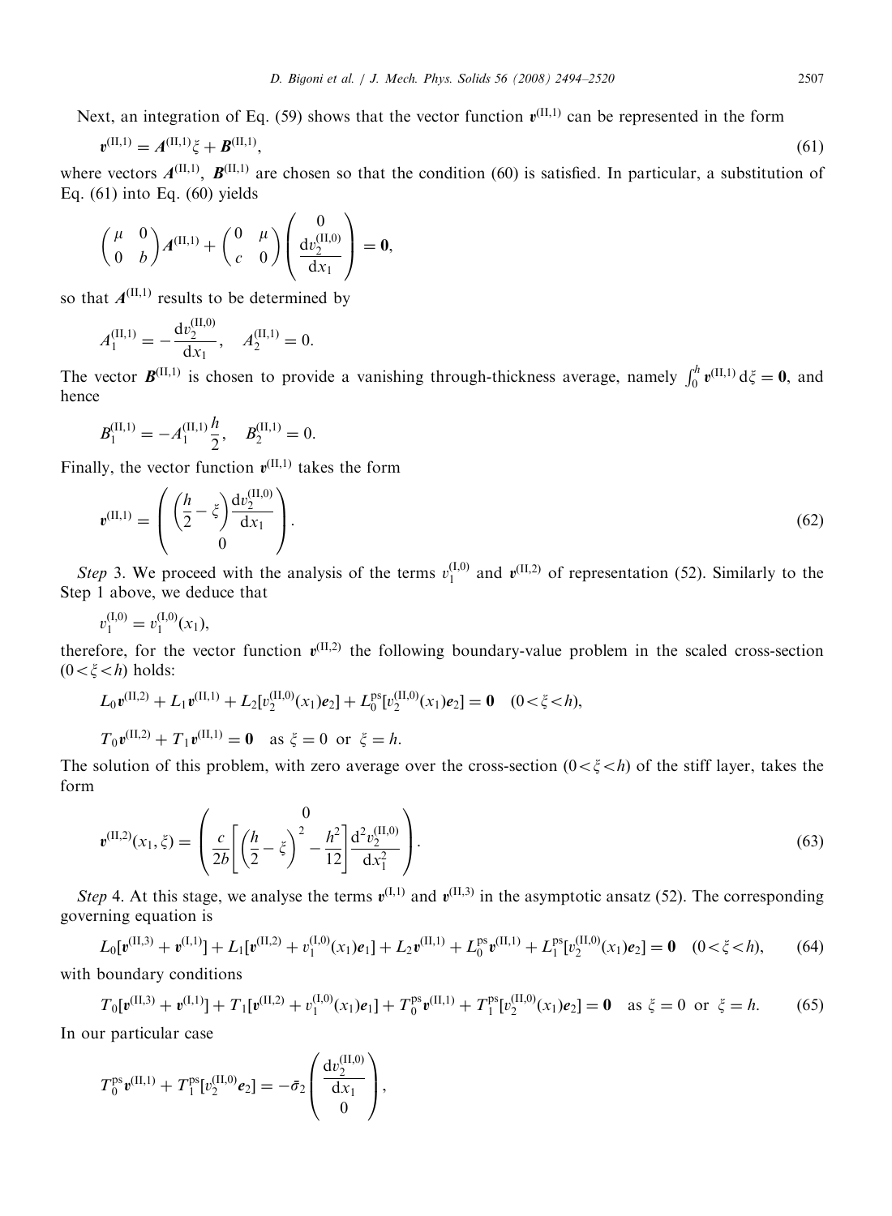Next, an integration of Eq. (59) shows that the vector function $\boldsymbol{v}^{(\mathrm{II},1)}$ can be represented in the form

$$\boldsymbol{v}^{(\mathrm{II},1)} = \boldsymbol{A}^{(\mathrm{II},1)}\xi + \boldsymbol{B}^{(\mathrm{II},1)}, \tag{61}$$

where vectors $\boldsymbol{A}^{(\mathrm{II},1)}$, $\boldsymbol{B}^{(\mathrm{II},1)}$ are chosen so that the condition (60) is satisfied. In particular, a substitution of Eq. (61) into Eq. (60) yields

$$\begin{pmatrix} \mu & 0 \\ 0 & b \end{pmatrix} \boldsymbol{A}^{(\mathrm{II},1)} + \begin{pmatrix} 0 & \mu \\ c & 0 \end{pmatrix} \begin{pmatrix} 0 \\ \dfrac{\mathrm{d}v_2^{(\mathrm{II},0)}}{\mathrm{d}x_1} \end{pmatrix} = \boldsymbol{0},$$

so that $\boldsymbol{A}^{(\mathrm{II},1)}$ results to be determined by

$$A_1^{(\mathrm{II},1)} = -\frac{\mathrm{d}v_2^{(\mathrm{II},0)}}{\mathrm{d}x_1}, \quad A_2^{(\mathrm{II},1)} = 0.$$

The vector $\boldsymbol{B}^{(\mathrm{II},1)}$ is chosen to provide a vanishing through-thickness average, namely $\int_0^h \boldsymbol{v}^{(\mathrm{II},1)}\,\mathrm{d}\xi = \boldsymbol{0}$, and hence

$$B_1^{(\mathrm{II},1)} = -A_1^{(\mathrm{II},1)}\frac{h}{2}, \quad B_2^{(\mathrm{II},1)} = 0.$$

Finally, the vector function $\boldsymbol{v}^{(\mathrm{II},1)}$ takes the form

$$\boldsymbol{v}^{(\mathrm{II},1)} = \begin{pmatrix} \left(\dfrac{h}{2} - \xi\right)\dfrac{\mathrm{d}v_2^{(\mathrm{II},0)}}{\mathrm{d}x_1} \\ 0 \end{pmatrix}. \tag{62}$$

*Step* 3. We proceed with the analysis of the terms $v_1^{(\mathrm{I},0)}$ and $\boldsymbol{v}^{(\mathrm{II},2)}$ of representation (52). Similarly to the Step 1 above, we deduce that

$$v_1^{(\mathrm{I},0)} = v_1^{(\mathrm{I},0)}(x_1),$$

therefore, for the vector function $\boldsymbol{v}^{(\mathrm{II},2)}$ the following boundary-value problem in the scaled cross-section $(0<\xi<h)$ holds:

$$L_0\boldsymbol{v}^{(\mathrm{II},2)} + L_1\boldsymbol{v}^{(\mathrm{II},1)} + L_2[v_2^{(\mathrm{II},0)}(x_1)\boldsymbol{e}_2] + L_0^{\mathrm{ps}}[v_2^{(\mathrm{II},0)}(x_1)\boldsymbol{e}_2] = \boldsymbol{0} \quad (0<\xi<h),$$

$$T_0\boldsymbol{v}^{(\mathrm{II},2)} + T_1\boldsymbol{v}^{(\mathrm{II},1)} = \boldsymbol{0} \quad \text{as } \xi = 0 \text{ or } \xi = h.$$

The solution of this problem, with zero average over the cross-section $(0<\xi<h)$ of the stiff layer, takes the form

$$\boldsymbol{v}^{(\mathrm{II},2)}(x_1,\xi) = \begin{pmatrix} 0 \\ \dfrac{c}{2b}\left[\left(\dfrac{h}{2} - \xi\right)^2 - \dfrac{h^2}{12}\right]\dfrac{\mathrm{d}^2 v_2^{(\mathrm{II},0)}}{\mathrm{d}x_1^2} \end{pmatrix}. \tag{63}$$

*Step* 4. At this stage, we analyse the terms $\boldsymbol{v}^{(\mathrm{I},1)}$ and $\boldsymbol{v}^{(\mathrm{II},3)}$ in the asymptotic ansatz (52). The corresponding governing equation is

$$L_0[\boldsymbol{v}^{(\mathrm{II},3)} + \boldsymbol{v}^{(\mathrm{I},1)}] + L_1[\boldsymbol{v}^{(\mathrm{II},2)} + v_1^{(\mathrm{I},0)}(x_1)\boldsymbol{e}_1] + L_2\boldsymbol{v}^{(\mathrm{II},1)} + L_0^{\mathrm{ps}}\boldsymbol{v}^{(\mathrm{II},1)} + L_1^{\mathrm{ps}}[v_2^{(\mathrm{II},0)}(x_1)\boldsymbol{e}_2] = \boldsymbol{0} \quad (0<\xi<h), \tag{64}$$

with boundary conditions

$$T_0[\boldsymbol{v}^{(\mathrm{II},3)} + \boldsymbol{v}^{(\mathrm{I},1)}] + T_1[\boldsymbol{v}^{(\mathrm{II},2)} + v_1^{(\mathrm{I},0)}(x_1)\boldsymbol{e}_1] + T_0^{\mathrm{ps}}\boldsymbol{v}^{(\mathrm{II},1)} + T_1^{\mathrm{ps}}[v_2^{(\mathrm{II},0)}(x_1)\boldsymbol{e}_2] = \boldsymbol{0} \quad \text{as } \xi = 0 \text{ or } \xi = h. \tag{65}$$

In our particular case

$$T_0^{\mathrm{ps}}\boldsymbol{v}^{(\mathrm{II},1)} + T_1^{\mathrm{ps}}[v_2^{(\mathrm{II},0)}\boldsymbol{e}_2] = -\bar{\sigma}_2 \begin{pmatrix} \dfrac{\mathrm{d}v_2^{(\mathrm{II},0)}}{\mathrm{d}x_1} \\ 0 \end{pmatrix},$$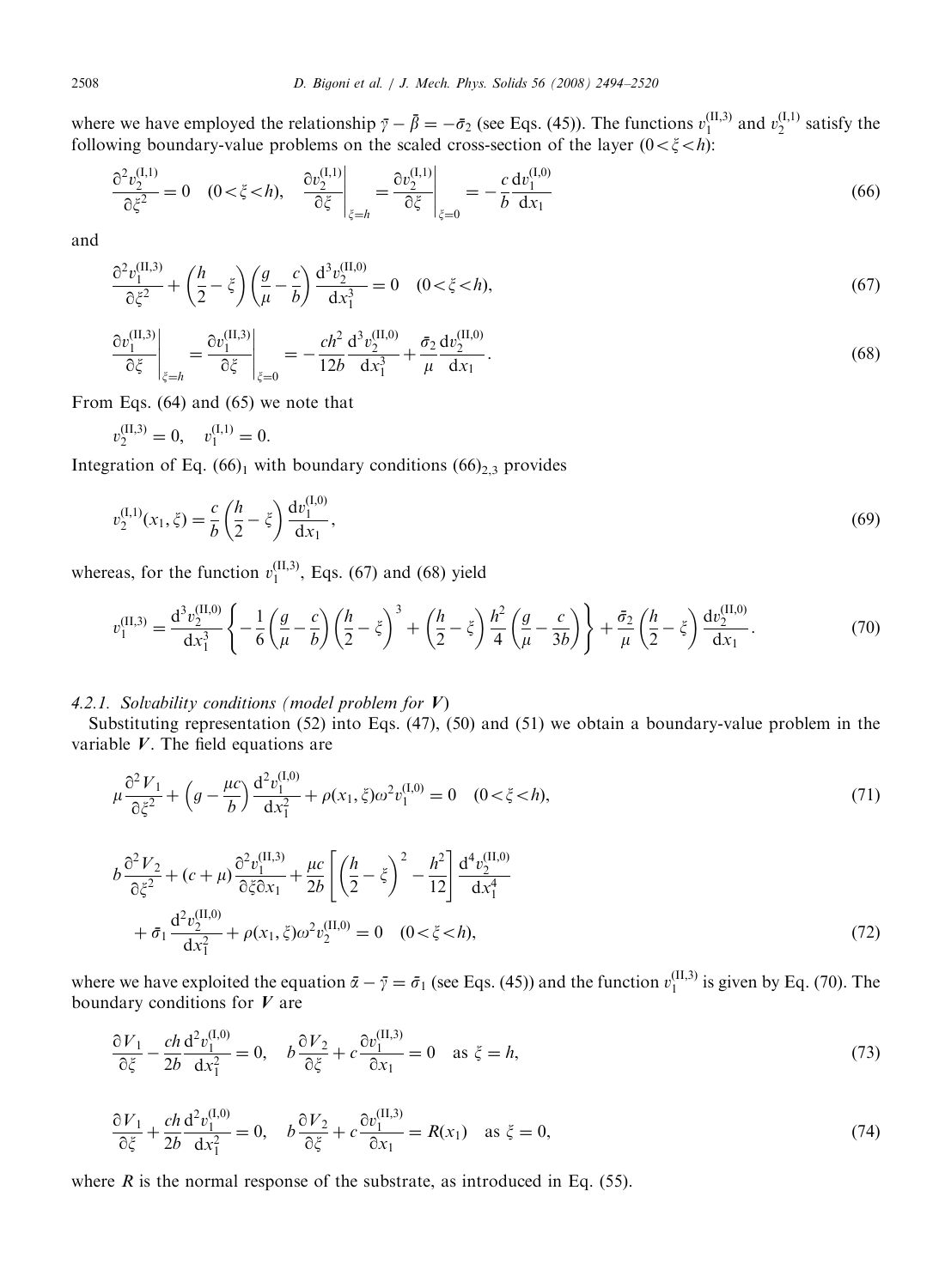where we have employed the relationship $\bar{\gamma} - \bar{\beta} = -\bar{\sigma}_2$ (see Eqs. (45)). The functions $v_1^{(\mathrm{II},3)}$ and $v_2^{(\mathrm{I},1)}$ satisfy the following boundary-value problems on the scaled cross-section of the layer ($0 < \xi < h$):

$$\frac{\partial^2 v_2^{(\mathrm{I},1)}}{\partial \xi^2} = 0 \quad (0 < \xi < h), \quad \left.\frac{\partial v_2^{(\mathrm{I},1)}}{\partial \xi}\right|_{\xi=h} = \left.\frac{\partial v_2^{(\mathrm{I},1)}}{\partial \xi}\right|_{\xi=0} = -\frac{c}{b}\frac{\mathrm{d}v_1^{(\mathrm{I},0)}}{\mathrm{d}x_1} \tag{66}$$

and

$$\frac{\partial^2 v_1^{(\mathrm{II},3)}}{\partial \xi^2} + \left(\frac{h}{2} - \xi\right)\left(\frac{g}{\mu} - \frac{c}{b}\right)\frac{\mathrm{d}^3 v_2^{(\mathrm{II},0)}}{\mathrm{d}x_1^3} = 0 \quad (0 < \xi < h), \tag{67}$$

$$\left.\frac{\partial v_1^{(\mathrm{II},3)}}{\partial \xi}\right|_{\xi=h} = \left.\frac{\partial v_1^{(\mathrm{II},3)}}{\partial \xi}\right|_{\xi=0} = -\frac{ch^2}{12b}\frac{\mathrm{d}^3 v_2^{(\mathrm{II},0)}}{\mathrm{d}x_1^3} + \frac{\bar{\sigma}_2}{\mu}\frac{\mathrm{d}v_2^{(\mathrm{II},0)}}{\mathrm{d}x_1}. \tag{68}$$

From Eqs. (64) and (65) we note that

$$v_2^{(\mathrm{II},3)} = 0, \quad v_1^{(\mathrm{I},1)} = 0.$$

Integration of Eq. $(66)_1$ with boundary conditions $(66)_{2,3}$ provides

$$v_2^{(\mathrm{I},1)}(x_1, \xi) = \frac{c}{b}\left(\frac{h}{2} - \xi\right)\frac{\mathrm{d}v_1^{(\mathrm{I},0)}}{\mathrm{d}x_1}, \tag{69}$$

whereas, for the function $v_1^{(\mathrm{II},3)}$, Eqs. (67) and (68) yield

$$v_1^{(\mathrm{II},3)} = \frac{\mathrm{d}^3 v_2^{(\mathrm{II},0)}}{\mathrm{d}x_1^3}\left\{-\frac{1}{6}\left(\frac{g}{\mu} - \frac{c}{b}\right)\left(\frac{h}{2} - \xi\right)^3 + \left(\frac{h}{2} - \xi\right)\frac{h^2}{4}\left(\frac{g}{\mu} - \frac{c}{3b}\right)\right\} + \frac{\bar{\sigma}_2}{\mu}\left(\frac{h}{2} - \xi\right)\frac{\mathrm{d}v_2^{(\mathrm{II},0)}}{\mathrm{d}x_1}. \tag{70}$$

#### 4.2.1. Solvability conditions (model problem for $\boldsymbol{V}$)

Substituting representation (52) into Eqs. (47), (50) and (51) we obtain a boundary-value problem in the variable $\boldsymbol{V}$. The field equations are

$$\mu\frac{\partial^2 V_1}{\partial \xi^2} + \left(g - \frac{\mu c}{b}\right)\frac{\mathrm{d}^2 v_1^{(\mathrm{I},0)}}{\mathrm{d}x_1^2} + \rho(x_1, \xi)\omega^2 v_1^{(\mathrm{I},0)} = 0 \quad (0 < \xi < h), \tag{71}$$

$$b\frac{\partial^2 V_2}{\partial \xi^2} + (c + \mu)\frac{\partial^2 v_1^{(\mathrm{II},3)}}{\partial \xi \partial x_1} + \frac{\mu c}{2b}\left[\left(\frac{h}{2} - \xi\right)^2 - \frac{h^2}{12}\right]\frac{\mathrm{d}^4 v_2^{(\mathrm{II},0)}}{\mathrm{d}x_1^4} + \bar{\sigma}_1\frac{\mathrm{d}^2 v_2^{(\mathrm{II},0)}}{\mathrm{d}x_1^2} + \rho(x_1, \xi)\omega^2 v_2^{(\mathrm{II},0)} = 0 \quad (0 < \xi < h), \tag{72}$$

where we have exploited the equation $\bar{\alpha} - \bar{\gamma} = \bar{\sigma}_1$ (see Eqs. (45)) and the function $v_1^{(\mathrm{II},3)}$ is given by Eq. (70). The boundary conditions for $\boldsymbol{V}$ are

$$\frac{\partial V_1}{\partial \xi} - \frac{ch}{2b}\frac{\mathrm{d}^2 v_1^{(\mathrm{I},0)}}{\mathrm{d}x_1^2} = 0, \quad b\frac{\partial V_2}{\partial \xi} + c\frac{\partial v_1^{(\mathrm{II},3)}}{\partial x_1} = 0 \quad \text{as } \xi = h, \tag{73}$$

$$\frac{\partial V_1}{\partial \xi} + \frac{ch}{2b}\frac{\mathrm{d}^2 v_1^{(\mathrm{I},0)}}{\mathrm{d}x_1^2} = 0, \quad b\frac{\partial V_2}{\partial \xi} + c\frac{\partial v_1^{(\mathrm{II},3)}}{\partial x_1} = R(x_1) \quad \text{as } \xi = 0, \tag{74}$$

where $R$ is the normal response of the substrate, as introduced in Eq. (55).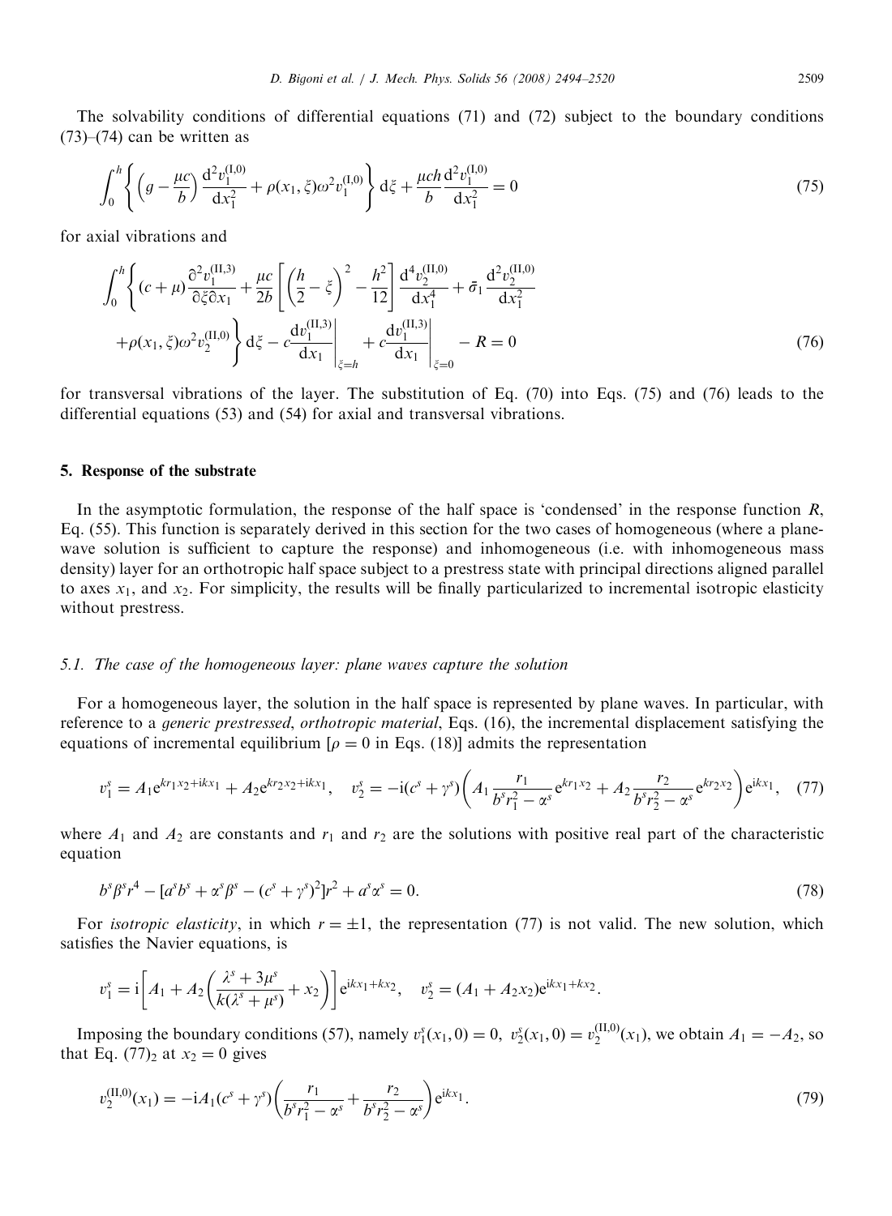The solvability conditions of differential equations (71) and (72) subject to the boundary conditions (73)–(74) can be written as

$$\int_0^h \left\{ \left( g - \frac{\mu c}{b} \right) \frac{d^2 v_1^{(I,0)}}{dx_1^2} + \rho(x_1, \xi) \omega^2 v_1^{(I,0)} \right\} d\xi + \frac{\mu c h}{b} \frac{d^2 v_1^{(I,0)}}{dx_1^2} = 0 \tag{75}$$

for axial vibrations and

$$\int_0^h \left\{ (c+\mu) \frac{\partial^2 v_1^{(II,3)}}{\partial \xi \partial x_1} + \frac{\mu c}{2b} \left[ \left( \frac{h}{2} - \xi \right)^2 - \frac{h^2}{12} \right] \frac{d^4 v_2^{(II,0)}}{dx_1^4} + \bar{\sigma}_1 \frac{d^2 v_2^{(II,0)}}{dx_1^2} + \rho(x_1, \xi) \omega^2 v_2^{(II,0)} \right\} d\xi - c \left. \frac{d v_1^{(II,3)}}{dx_1} \right|_{\xi=h} + c \left. \frac{d v_1^{(II,3)}}{dx_1} \right|_{\xi=0} - R = 0 \tag{76}$$

for transversal vibrations of the layer. The substitution of Eq. (70) into Eqs. (75) and (76) leads to the differential equations (53) and (54) for axial and transversal vibrations.

## 5. Response of the substrate

In the asymptotic formulation, the response of the half space is 'condensed' in the response function $R$, Eq. (55). This function is separately derived in this section for the two cases of homogeneous (where a plane-wave solution is sufficient to capture the response) and inhomogeneous (i.e. with inhomogeneous mass density) layer for an orthotropic half space subject to a prestress state with principal directions aligned parallel to axes $x_1$, and $x_2$. For simplicity, the results will be finally particularized to incremental isotropic elasticity without prestress.

### 5.1. The case of the homogeneous layer: plane waves capture the solution

For a homogeneous layer, the solution in the half space is represented by plane waves. In particular, with reference to a *generic prestressed, orthotropic material*, Eqs. (16), the incremental displacement satisfying the equations of incremental equilibrium [$\rho = 0$ in Eqs. (18)] admits the representation

$$v_1^s = A_1 e^{k r_1 x_2 + i k x_1} + A_2 e^{k r_2 x_2 + i k x_1}, \quad v_2^s = -i(c^s + \gamma^s) \left( A_1 \frac{r_1}{b^s r_1^2 - \alpha^s} e^{k r_1 x_2} + A_2 \frac{r_2}{b^s r_2^2 - \alpha^s} e^{k r_2 x_2} \right) e^{i k x_1}, \tag{77}$$

where $A_1$ and $A_2$ are constants and $r_1$ and $r_2$ are the solutions with positive real part of the characteristic equation

$$b^s \beta^s r^4 - [a^s b^s + \alpha^s \beta^s - (c^s + \gamma^s)^2] r^2 + a^s \alpha^s = 0. \tag{78}$$

For *isotropic elasticity*, in which $r = \pm 1$, the representation (77) is not valid. The new solution, which satisfies the Navier equations, is

$$v_1^s = i \left[ A_1 + A_2 \left( \frac{\lambda^s + 3\mu^s}{k(\lambda^s + \mu^s)} + x_2 \right) \right] e^{i k x_1 + k x_2}, \quad v_2^s = (A_1 + A_2 x_2) e^{i k x_1 + k x_2}.$$

Imposing the boundary conditions (57), namely $v_1^s(x_1, 0) = 0$, $v_2^s(x_1, 0) = v_2^{(II,0)}(x_1)$, we obtain $A_1 = -A_2$, so that Eq. $(77)_2$ at $x_2 = 0$ gives

$$v_2^{(II,0)}(x_1) = -i A_1 (c^s + \gamma^s) \left( \frac{r_1}{b^s r_1^2 - \alpha^s} + \frac{r_2}{b^s r_2^2 - \alpha^s} \right) e^{i k x_1}. \tag{79}$$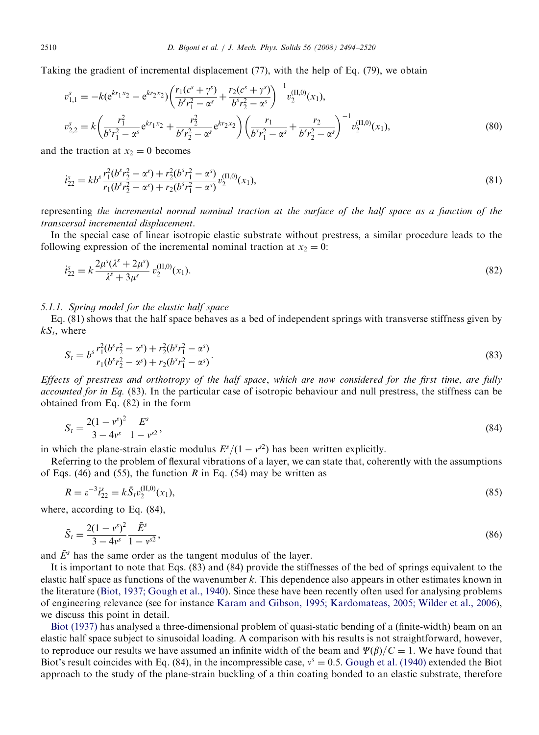Taking the gradient of incremental displacement (77), with the help of Eq. (79), we obtain

$$
\begin{aligned}
v^s_{1,1} &= -k(\mathrm{e}^{kr_1x_2} - \mathrm{e}^{kr_2x_2})\left(\frac{r_1(c^s+\gamma^s)}{b^sr_1^2-\alpha^s} + \frac{r_2(c^s+\gamma^s)}{b^sr_2^2-\alpha^s}\right)^{-1} v_2^{(\mathrm{II},0)}(x_1),\\
v^s_{2,2} &= k\left(\frac{r_1^2}{b^sr_1^2-\alpha^s}\mathrm{e}^{kr_1x_2} + \frac{r_2^2}{b^sr_2^2-\alpha^s}\mathrm{e}^{kr_2x_2}\right)\left(\frac{r_1}{b^sr_1^2-\alpha^s} + \frac{r_2}{b^sr_2^2-\alpha^s}\right)^{-1} v_2^{(\mathrm{II},0)}(x_1),
\end{aligned}
\tag{80}
$$

and the traction at $x_2 = 0$ becomes

$$
\dot{t}^s_{22} = kb^s\frac{r_1^2(b^sr_2^2-\alpha^s)+r_2^2(b^sr_1^2-\alpha^s)}{r_1(b^sr_2^2-\alpha^s)+r_2(b^sr_1^2-\alpha^s)}v_2^{(\mathrm{II},0)}(x_1),
\tag{81}
$$

representing *the incremental normal nominal traction at the surface of the half space as a function of the transversal incremental displacement*.

In the special case of linear isotropic elastic substrate without prestress, a similar procedure leads to the following expression of the incremental nominal traction at $x_2 = 0$:

$$
\dot{t}^s_{22} = k\frac{2\mu^s(\lambda^s+2\mu^s)}{\lambda^s+3\mu^s}v_2^{(\mathrm{II},0)}(x_1).
\tag{82}
$$

#### 5.1.1. Spring model for the elastic half space

Eq. (81) shows that the half space behaves as a bed of independent springs with transverse stiffness given by $kS_t$, where

$$
S_t = b^s\frac{r_1^2(b^sr_2^2-\alpha^s)+r_2^2(b^sr_1^2-\alpha^s)}{r_1(b^sr_2^2-\alpha^s)+r_2(b^sr_1^2-\alpha^s)}.
\tag{83}
$$

*Effects of prestress and orthotropy of the half space, which are now considered for the first time, are fully accounted for in Eq.* (83). In the particular case of isotropic behaviour and null prestress, the stiffness can be obtained from Eq. (82) in the form

$$
S_t = \frac{2(1-\nu^s)^2}{3-4\nu^s}\,\frac{E^s}{1-\nu^{s2}},
\tag{84}
$$

in which the plane-strain elastic modulus $E^s/(1-\nu^{s2})$ has been written explicitly.

Referring to the problem of flexural vibrations of a layer, we can state that, coherently with the assumptions of Eqs. (46) and (55), the function $R$ in Eq. (54) may be written as

$$
R = \varepsilon^{-3}\dot{t}^s_{22} = k\bar{S}_t v_2^{(\mathrm{II},0)}(x_1),
\tag{85}
$$

where, according to Eq. (84),

$$
\bar{S}_t = \frac{2(1-\nu^s)^2}{3-4\nu^s}\,\frac{\bar{E}^s}{1-\nu^{s2}},
\tag{86}
$$

and $\bar{E}^s$ has the same order as the tangent modulus of the layer.

It is important to note that Eqs. (83) and (84) provide the stiffnesses of the bed of springs equivalent to the elastic half space as functions of the wavenumber $k$. This dependence also appears in other estimates known in the literature (Biot, 1937; Gough et al., 1940). Since these have been recently often used for analysing problems of engineering relevance (see for instance Karam and Gibson, 1995; Kardomateas, 2005; Wilder et al., 2006), we discuss this point in detail.

Biot (1937) has analysed a three-dimensional problem of quasi-static bending of a (finite-width) beam on an elastic half space subject to sinusoidal loading. A comparison with his results is not straightforward, however, to reproduce our results we have assumed an infinite width of the beam and $\Psi(\beta)/C = 1$. We have found that Biot's result coincides with Eq. (84), in the incompressible case, $\nu^s = 0.5$. Gough et al. (1940) extended the Biot approach to the study of the plane-strain buckling of a thin coating bonded to an elastic substrate, therefore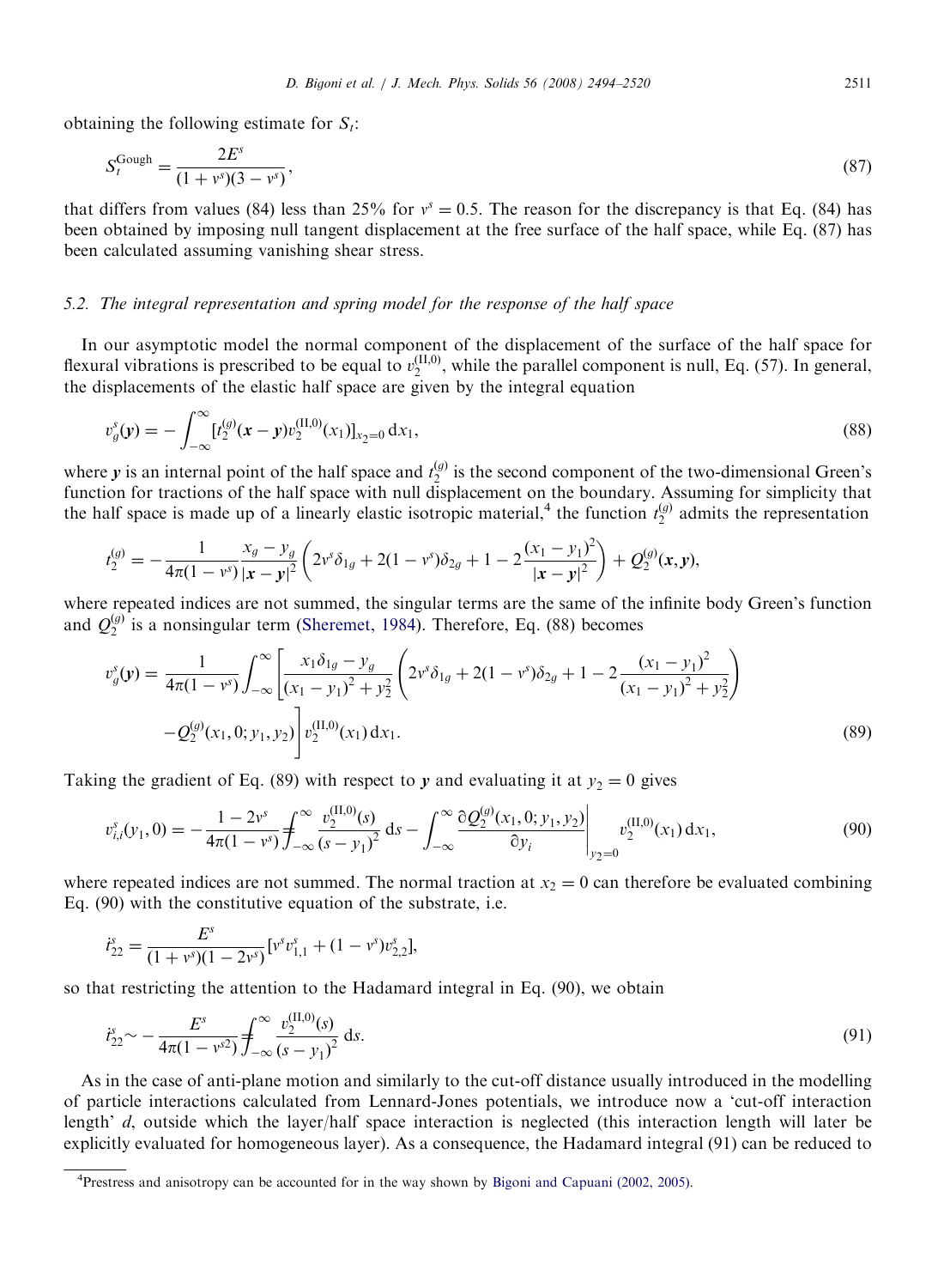obtaining the following estimate for $S_t$:

$$S_t^{\text{Gough}} = \frac{2E^s}{(1+\nu^s)(3-\nu^s)}, \tag{87}$$

that differs from values (84) less than 25% for $\nu^s = 0.5$. The reason for the discrepancy is that Eq. (84) has been obtained by imposing null tangent displacement at the free surface of the half space, while Eq. (87) has been calculated assuming vanishing shear stress.

### 5.2. The integral representation and spring model for the response of the half space

In our asymptotic model the normal component of the displacement of the surface of the half space for flexural vibrations is prescribed to be equal to $v_2^{(\text{II},0)}$, while the parallel component is null, Eq. (57). In general, the displacements of the elastic half space are given by the integral equation

$$v_g^s(\boldsymbol{y}) = -\int_{-\infty}^{\infty} [t_2^{(g)}(\boldsymbol{x}-\boldsymbol{y}) v_2^{(\text{II},0)}(x_1)]_{x_2=0}\, \mathrm{d}x_1, \tag{88}$$

where $\boldsymbol{y}$ is an internal point of the half space and $t_2^{(g)}$ is the second component of the two-dimensional Green's function for tractions of the half space with null displacement on the boundary. Assuming for simplicity that the half space is made up of a linearly elastic isotropic material,[4] the function $t_2^{(g)}$ admits the representation

$$t_2^{(g)} = -\frac{1}{4\pi(1-\nu^s)} \frac{x_g - y_g}{|\boldsymbol{x}-\boldsymbol{y}|^2} \left( 2\nu^s \delta_{1g} + 2(1-\nu^s)\delta_{2g} + 1 - 2\frac{(x_1-y_1)^2}{|\boldsymbol{x}-\boldsymbol{y}|^2} \right) + Q_2^{(g)}(\boldsymbol{x},\boldsymbol{y}),$$

where repeated indices are not summed, the singular terms are the same of the infinite body Green's function and $Q_2^{(g)}$ is a nonsingular term (Sheremet, 1984). Therefore, Eq. (88) becomes

$$\begin{aligned} v_g^s(\boldsymbol{y}) = \frac{1}{4\pi(1-\nu^s)} \int_{-\infty}^{\infty} \Bigg[ & \frac{x_1 \delta_{1g} - y_g}{(x_1-y_1)^2 + y_2^2} \left( 2\nu^s \delta_{1g} + 2(1-\nu^s)\delta_{2g} + 1 - 2\frac{(x_1-y_1)^2}{(x_1-y_1)^2 + y_2^2} \right) \\ & - Q_2^{(g)}(x_1, 0; y_1, y_2) \Bigg] v_2^{(\text{II},0)}(x_1)\, \mathrm{d}x_1. \end{aligned} \tag{89}$$

Taking the gradient of Eq. (89) with respect to $\boldsymbol{y}$ and evaluating it at $y_2 = 0$ gives

$$v_{i,i}^s(y_1, 0) = -\frac{1-2\nu^s}{4\pi(1-\nu^s)} \,{=}\!\!\!\!\!\!\int_{-\infty}^{\infty} \frac{v_2^{(\text{II},0)}(s)}{(s-y_1)^2}\, \mathrm{d}s - \int_{-\infty}^{\infty} \left. \frac{\partial Q_2^{(g)}(x_1, 0; y_1, y_2)}{\partial y_i} \right|_{y_2=0} v_2^{(\text{II},0)}(x_1)\, \mathrm{d}x_1, \tag{90}$$

where repeated indices are not summed. The normal traction at $x_2 = 0$ can therefore be evaluated combining Eq. (90) with the constitutive equation of the substrate, i.e.

$$\dot{t}_{22}^s = \frac{E^s}{(1+\nu^s)(1-2\nu^s)} [\nu^s v_{1,1}^s + (1-\nu^s) v_{2,2}^s],$$

so that restricting the attention to the Hadamard integral in Eq. (90), we obtain

$$\dot{t}_{22}^s \sim -\frac{E^s}{4\pi(1-\nu^{s2})} \,{=}\!\!\!\!\!\!\int_{-\infty}^{\infty} \frac{v_2^{(\text{II},0)}(s)}{(s-y_1)^2}\, \mathrm{d}s. \tag{91}$$

As in the case of anti-plane motion and similarly to the cut-off distance usually introduced in the modelling of particle interactions calculated from Lennard-Jones potentials, we introduce now a 'cut-off interaction length' $d$, outside which the layer/half space interaction is neglected (this interaction length will later be explicitly evaluated for homogeneous layer). As a consequence, the Hadamard integral (91) can be reduced to

[4] Prestress and anisotropy can be accounted for in the way shown by Bigoni and Capuani (2002, 2005).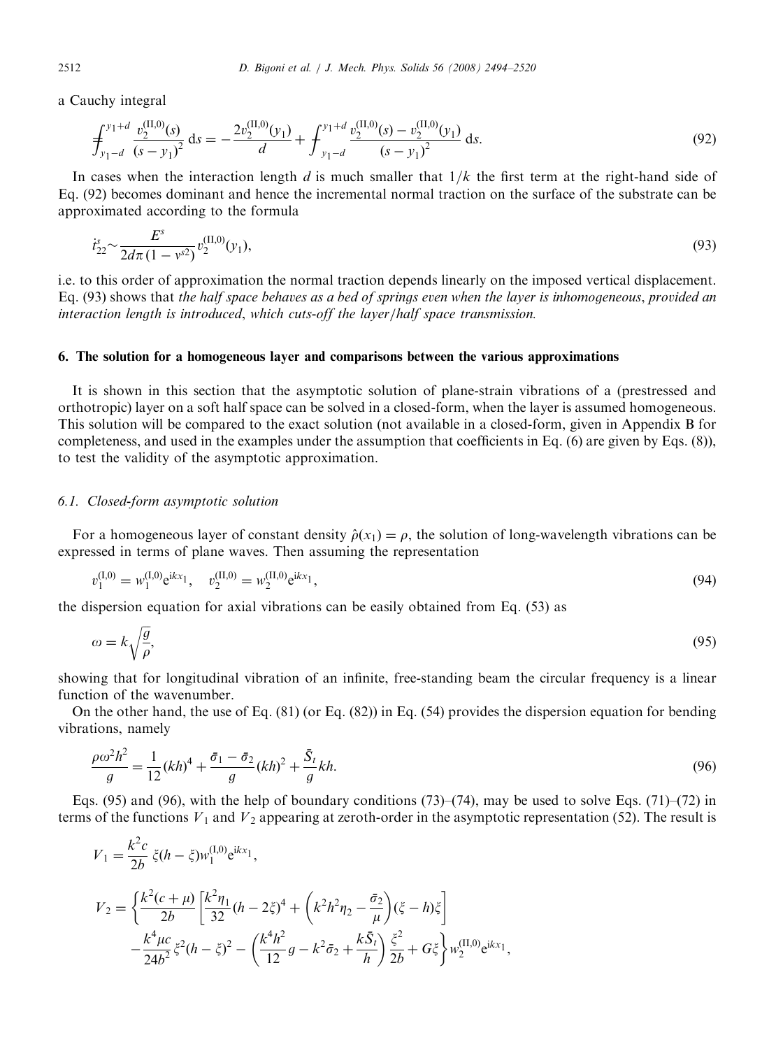a Cauchy integral

$$
\fint_{y_1-d}^{y_1+d} \frac{v_2^{(\mathrm{II},0)}(s)}{(s-y_1)^2}\,\mathrm{d}s = -\frac{2v_2^{(\mathrm{II},0)}(y_1)}{d} + \fint_{y_1-d}^{y_1+d} \frac{v_2^{(\mathrm{II},0)}(s) - v_2^{(\mathrm{II},0)}(y_1)}{(s-y_1)^2}\,\mathrm{d}s. \tag{92}
$$

In cases when the interaction length $d$ is much smaller that $1/k$ the first term at the right-hand side of Eq. (92) becomes dominant and hence the incremental normal traction on the surface of the substrate can be approximated according to the formula

$$
\dot{t}_{22}^{s} \sim \frac{E^s}{2d\pi(1-\nu^{s2})} v_2^{(\mathrm{II},0)}(y_1), \tag{93}
$$

i.e. to this order of approximation the normal traction depends linearly on the imposed vertical displacement. Eq. (93) shows that *the half space behaves as a bed of springs even when the layer is inhomogeneous*, *provided an interaction length is introduced*, *which cuts-off the layer/half space transmission.*

## 6. The solution for a homogeneous layer and comparisons between the various approximations

It is shown in this section that the asymptotic solution of plane-strain vibrations of a (prestressed and orthotropic) layer on a soft half space can be solved in a closed-form, when the layer is assumed homogeneous. This solution will be compared to the exact solution (not available in a closed-form, given in Appendix B for completeness, and used in the examples under the assumption that coefficients in Eq. (6) are given by Eqs. (8)), to test the validity of the asymptotic approximation.

### 6.1. Closed-form asymptotic solution

For a homogeneous layer of constant density $\hat{\rho}(x_1) = \rho$, the solution of long-wavelength vibrations can be expressed in terms of plane waves. Then assuming the representation

$$
v_1^{(\mathrm{I},0)} = w_1^{(\mathrm{I},0)} \mathrm{e}^{\mathrm{i}kx_1}, \quad v_2^{(\mathrm{II},0)} = w_2^{(\mathrm{II},0)} \mathrm{e}^{\mathrm{i}kx_1}, \tag{94}
$$

the dispersion equation for axial vibrations can be easily obtained from Eq. (53) as

$$
\omega = k\sqrt{\frac{g}{\rho}}, \tag{95}
$$

showing that for longitudinal vibration of an infinite, free-standing beam the circular frequency is a linear function of the wavenumber.

On the other hand, the use of Eq. (81) (or Eq. (82)) in Eq. (54) provides the dispersion equation for bending vibrations, namely

$$
\frac{\rho\omega^2 h^2}{g} = \frac{1}{12}(kh)^4 + \frac{\bar{\sigma}_1 - \bar{\sigma}_2}{g}(kh)^2 + \frac{\bar{S}_t}{g}kh. \tag{96}
$$

Eqs. (95) and (96), with the help of boundary conditions (73)–(74), may be used to solve Eqs. (71)–(72) in terms of the functions $V_1$ and $V_2$ appearing at zeroth-order in the asymptotic representation (52). The result is

$$
V_1 = \frac{k^2 c}{2b}\,\xi(h-\xi) w_1^{(\mathrm{I},0)} \mathrm{e}^{\mathrm{i}kx_1},
$$

$$
\begin{aligned}
V_2 = \Bigg\{ &\frac{k^2(c+\mu)}{2b}\left[\frac{k^2\eta_1}{32}(h-2\xi)^4 + \left(k^2h^2\eta_2 - \frac{\bar{\sigma}_2}{\mu}\right)(\xi - h)\xi\right] \\
&- \frac{k^4\mu c}{24b^2}\xi^2(h-\xi)^2 - \left(\frac{k^4h^2}{12}g - k^2\bar{\sigma}_2 + \frac{k\bar{S}_t}{h}\right)\frac{\xi^2}{2b} + G\xi\Bigg\} w_2^{(\mathrm{II},0)} \mathrm{e}^{\mathrm{i}kx_1},
\end{aligned}
$$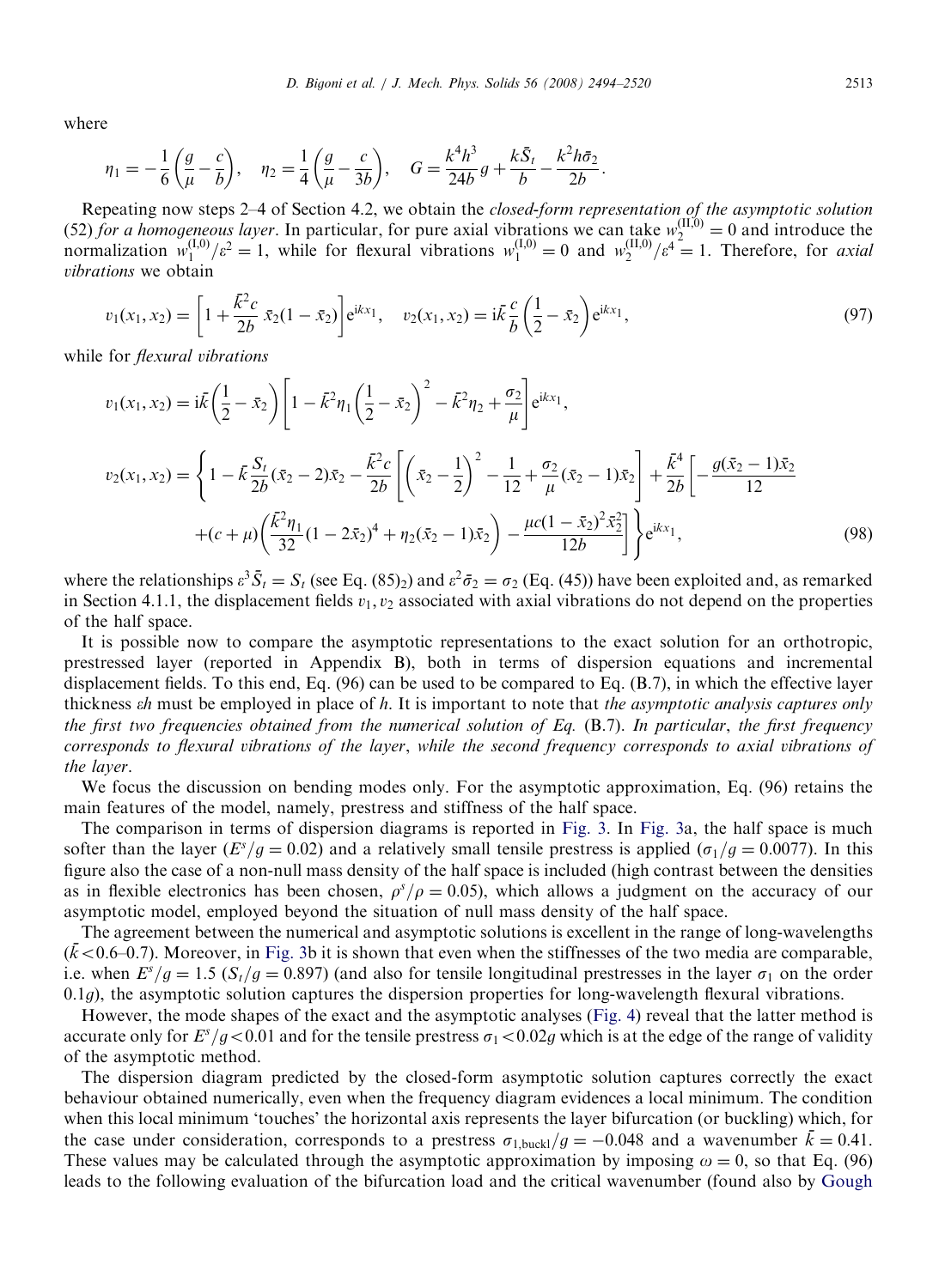where

$$\eta_1 = -\frac{1}{6}\left(\frac{g}{\mu} - \frac{c}{b}\right), \quad \eta_2 = \frac{1}{4}\left(\frac{g}{\mu} - \frac{c}{3b}\right), \quad G = \frac{k^4 h^3}{24b} g + \frac{k\bar{S}_t}{b} - \frac{k^2 h \bar{\sigma}_2}{2b}.$$

Repeating now steps 2–4 of Section 4.2, we obtain the *closed-form representation of the asymptotic solution* (52) *for a homogeneous layer*. In particular, for pure axial vibrations we can take $w_2^{(\mathrm{II},0)} = 0$ and introduce the normalization $w_1^{(\mathrm{I},0)}/\varepsilon^2 = 1$, while for flexural vibrations $w_1^{(\mathrm{I},0)} = 0$ and $w_2^{(\mathrm{II},0)}/\varepsilon^4 = 1$. Therefore, for *axial vibrations* we obtain

$$v_1(x_1, x_2) = \left[1 + \frac{\bar{k}^2 c}{2b}\,\bar{x}_2(1 - \bar{x}_2)\right] e^{ikx_1}, \quad v_2(x_1, x_2) = i\bar{k}\frac{c}{b}\left(\frac{1}{2} - \bar{x}_2\right) e^{ikx_1}, \tag{97}$$

while for *flexural vibrations*

$$v_1(x_1, x_2) = i\bar{k}\left(\frac{1}{2} - \bar{x}_2\right)\left[1 - \bar{k}^2\eta_1\left(\frac{1}{2} - \bar{x}_2\right)^2 - \bar{k}^2\eta_2 + \frac{\sigma_2}{\mu}\right] e^{ikx_1},$$

$$v_2(x_1, x_2) = \left\{1 - \bar{k}\frac{S_t}{2b}(\bar{x}_2 - 2)\bar{x}_2 - \frac{\bar{k}^2 c}{2b}\left[\left(\bar{x}_2 - \frac{1}{2}\right)^2 - \frac{1}{12} + \frac{\sigma_2}{\mu}(\bar{x}_2 - 1)\bar{x}_2\right] + \frac{\bar{k}^4}{2b}\left[-\frac{g(\bar{x}_2 - 1)\bar{x}_2}{12} + (c + \mu)\left(\frac{\bar{k}^2\eta_1}{32}(1 - 2\bar{x}_2)^4 + \eta_2(\bar{x}_2 - 1)\bar{x}_2\right) - \frac{\mu c(1 - \bar{x}_2)^2\bar{x}_2^2}{12b}\right]\right\} e^{ikx_1}, \tag{98}$$

where the relationships $\varepsilon^3\bar{S}_t = S_t$ (see Eq. (85)$_2$) and $\varepsilon^2\bar{\sigma}_2 = \sigma_2$ (Eq. (45)) have been exploited and, as remarked in Section 4.1.1, the displacement fields $v_1, v_2$ associated with axial vibrations do not depend on the properties of the half space.

It is possible now to compare the asymptotic representations to the exact solution for an orthotropic, prestressed layer (reported in Appendix B), both in terms of dispersion equations and incremental displacement fields. To this end, Eq. (96) can be used to be compared to Eq. (B.7), in which the effective layer thickness $\varepsilon h$ must be employed in place of $h$. It is important to note that *the asymptotic analysis captures only the first two frequencies obtained from the numerical solution of Eq.* (B.7). *In particular*, *the first frequency corresponds to flexural vibrations of the layer*, *while the second frequency corresponds to axial vibrations of the layer*.

We focus the discussion on bending modes only. For the asymptotic approximation, Eq. (96) retains the main features of the model, namely, prestress and stiffness of the half space.

The comparison in terms of dispersion diagrams is reported in Fig. 3. In Fig. 3a, the half space is much softer than the layer ($E^s/g = 0.02$) and a relatively small tensile prestress is applied ($\sigma_1/g = 0.0077$). In this figure also the case of a non-null mass density of the half space is included (high contrast between the densities as in flexible electronics has been chosen, $\rho^s/\rho = 0.05$), which allows a judgment on the accuracy of our asymptotic model, employed beyond the situation of null mass density of the half space.

The agreement between the numerical and asymptotic solutions is excellent in the range of long-wavelengths ($\bar{k} < 0.6$–$0.7$). Moreover, in Fig. 3b it is shown that even when the stiffnesses of the two media are comparable, i.e. when $E^s/g = 1.5$ ($S_t/g = 0.897$) (and also for tensile longitudinal prestresses in the layer $\sigma_1$ on the order $0.1g$), the asymptotic solution captures the dispersion properties for long-wavelength flexural vibrations.

However, the mode shapes of the exact and the asymptotic analyses (Fig. 4) reveal that the latter method is accurate only for $E^s/g < 0.01$ and for the tensile prestress $\sigma_1 < 0.02g$ which is at the edge of the range of validity of the asymptotic method.

The dispersion diagram predicted by the closed-form asymptotic solution captures correctly the exact behaviour obtained numerically, even when the frequency diagram evidences a local minimum. The condition when this local minimum 'touches' the horizontal axis represents the layer bifurcation (or buckling) which, for the case under consideration, corresponds to a prestress $\sigma_{1,\mathrm{buckl}}/g = -0.048$ and a wavenumber $\bar{k} = 0.41$. These values may be calculated through the asymptotic approximation by imposing $\omega = 0$, so that Eq. (96) leads to the following evaluation of the bifurcation load and the critical wavenumber (found also by Gough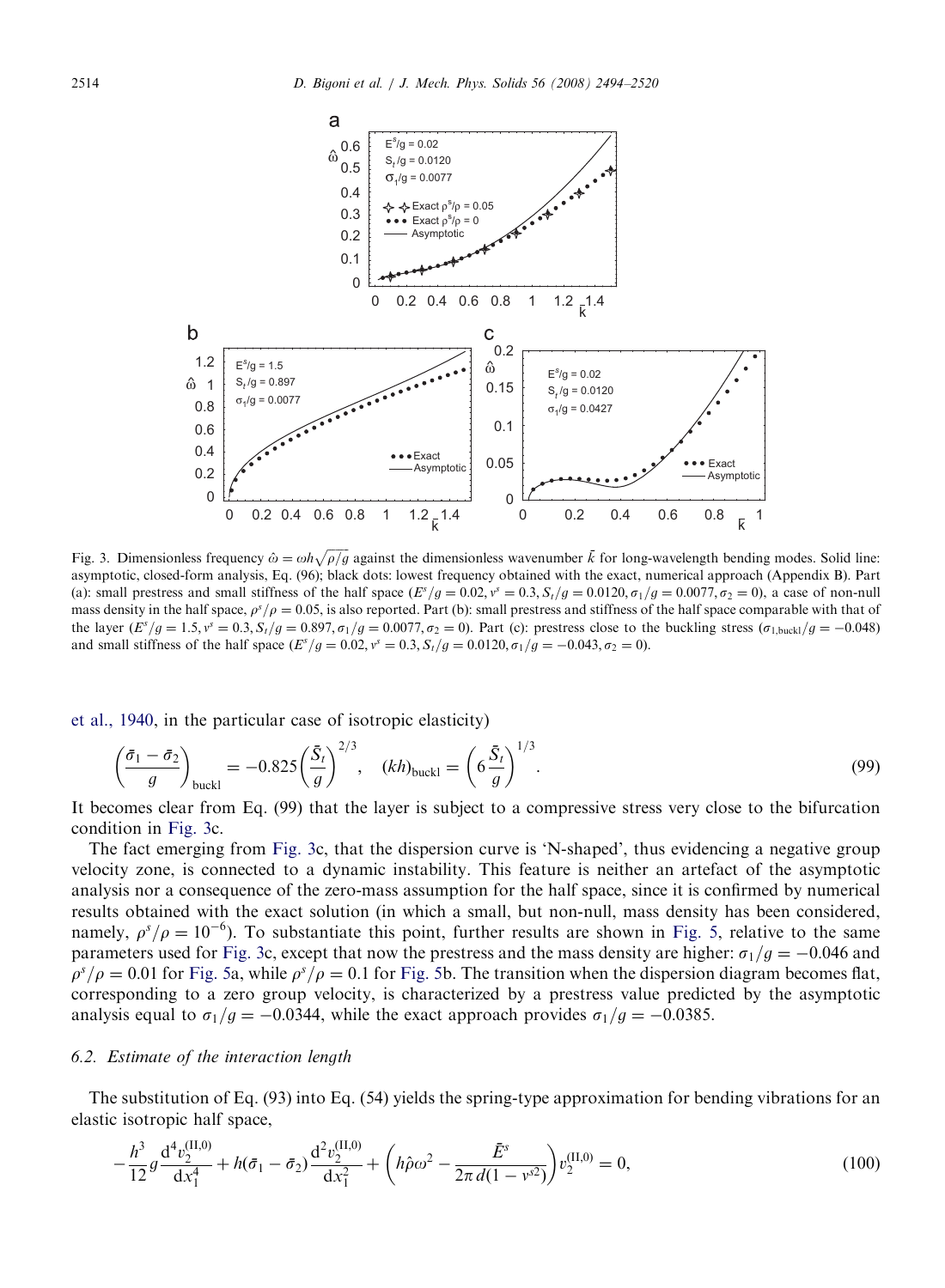Fig. 3. Dimensionless frequency $\hat{\omega} = \omega h\sqrt{\rho/g}$ against the dimensionless wavenumber $\bar{k}$ for long-wavelength bending modes. Solid line: asymptotic, closed-form analysis, Eq. (96); black dots: lowest frequency obtained with the exact, numerical approach (Appendix B). Part (a): small prestress and small stiffness of the half space ($E^s/g = 0.02$, $v^s = 0.3$, $S_t/g = 0.0120$, $\sigma_1/g = 0.0077$, $\sigma_2 = 0$), a case of non-null mass density in the half space, $\rho^s/\rho = 0.05$, is also reported. Part (b): small prestress and stiffness of the half space comparable with that of the layer ($E^s/g = 1.5$, $v^s = 0.3$, $S_t/g = 0.897$, $\sigma_1/g = 0.0077$, $\sigma_2 = 0$). Part (c): prestress close to the buckling stress ($\sigma_{1,\text{buckl}}/g = -0.048$) and small stiffness of the half space ($E^s/g = 0.02$, $v^s = 0.3$, $S_t/g = 0.0120$, $\sigma_1/g = -0.043$, $\sigma_2 = 0$).

et al., 1940, in the particular case of isotropic elasticity)

$$\left(\frac{\bar{\sigma}_1 - \bar{\sigma}_2}{g}\right)_{\text{buckl}} = -0.825\left(\frac{\bar{S}_t}{g}\right)^{2/3}, \quad (kh)_{\text{buckl}} = \left(6\,\frac{\bar{S}_t}{g}\right)^{1/3}. \tag{99}$$

It becomes clear from Eq. (99) that the layer is subject to a compressive stress very close to the bifurcation condition in Fig. 3c.

The fact emerging from Fig. 3c, that the dispersion curve is 'N-shaped', thus evidencing a negative group velocity zone, is connected to a dynamic instability. This feature is neither an artefact of the asymptotic analysis nor a consequence of the zero-mass assumption for the half space, since it is confirmed by numerical results obtained with the exact solution (in which a small, but non-null, mass density has been considered, namely, $\rho^s/\rho = 10^{-6}$). To substantiate this point, further results are shown in Fig. 5, relative to the same parameters used for Fig. 3c, except that now the prestress and the mass density are higher: $\sigma_1/g = -0.046$ and $\rho^s/\rho = 0.01$ for Fig. 5a, while $\rho^s/\rho = 0.1$ for Fig. 5b. The transition when the dispersion diagram becomes flat, corresponding to a zero group velocity, is characterized by a prestress value predicted by the asymptotic analysis equal to $\sigma_1/g = -0.0344$, while the exact approach provides $\sigma_1/g = -0.0385$.

### 6.2. Estimate of the interaction length

The substitution of Eq. (93) into Eq. (54) yields the spring-type approximation for bending vibrations for an elastic isotropic half space,

$$-\frac{h^3}{12}g\frac{\mathrm{d}^4 v_2^{(\text{II},0)}}{\mathrm{d}x_1^4} + h(\bar{\sigma}_1 - \bar{\sigma}_2)\frac{\mathrm{d}^2 v_2^{(\text{II},0)}}{\mathrm{d}x_1^2} + \left(h\hat{\rho}\omega^2 - \frac{\bar{E}^s}{2\pi\, d(1 - v^{s2})}\right)v_2^{(\text{II},0)} = 0, \tag{100}$$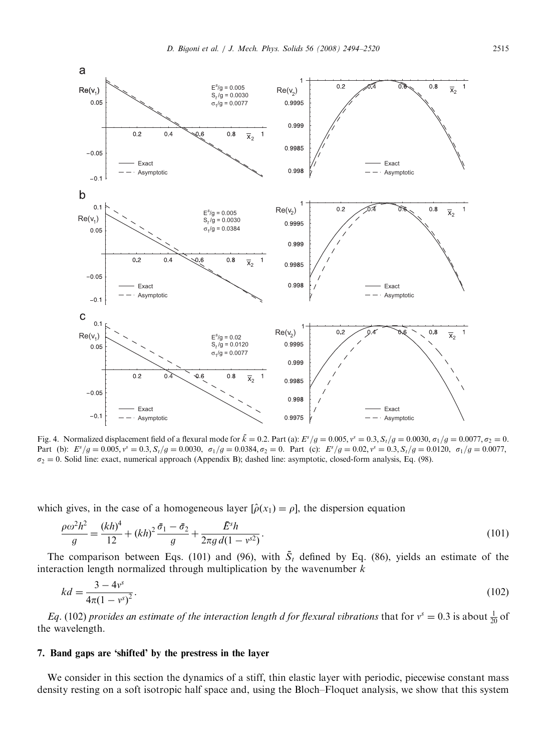Fig. 4. Normalized displacement field of a flexural mode for $\bar{k} = 0.2$. Part (a): $E^s/g = 0.005, v^s = 0.3, S_t/g = 0.0030, \sigma_1/g = 0.0077, \sigma_2 = 0$. Part (b): $E^s/g = 0.005, v^s = 0.3, S_t/g = 0.0030, \sigma_1/g = 0.0384, \sigma_2 = 0$. Part (c): $E^s/g = 0.02, v^s = 0.3, S_t/g = 0.0120, \sigma_1/g = 0.0077$, $\sigma_2 = 0$. Solid line: exact, numerical approach (Appendix B); dashed line: asymptotic, closed-form analysis, Eq. (98).

which gives, in the case of a homogeneous layer $[\hat{\rho}(x_1) = \rho]$, the dispersion equation

$$\frac{\rho\omega^2 h^2}{g} = \frac{(kh)^4}{12} + (kh)^2 \frac{\bar{\sigma}_1 - \bar{\sigma}_2}{g} + \frac{\bar{E}^s h}{2\pi g\, d(1 - v^{s2})}. \tag{101}$$

The comparison between Eqs. (101) and (96), with $\tilde{S}_t$ defined by Eq. (86), yields an estimate of the interaction length normalized through multiplication by the wavenumber $k$

$$kd = \frac{3 - 4v^s}{4\pi(1 - v^s)^2}. \tag{102}$$

*Eq.* (102) *provides an estimate of the interaction length d for flexural vibrations* that for $v^s = 0.3$ is about $\frac{1}{20}$ of the wavelength.

## 7. Band gaps are 'shifted' by the prestress in the layer

We consider in this section the dynamics of a stiff, thin elastic layer with periodic, piecewise constant mass density resting on a soft isotropic half space and, using the Bloch–Floquet analysis, we show that this system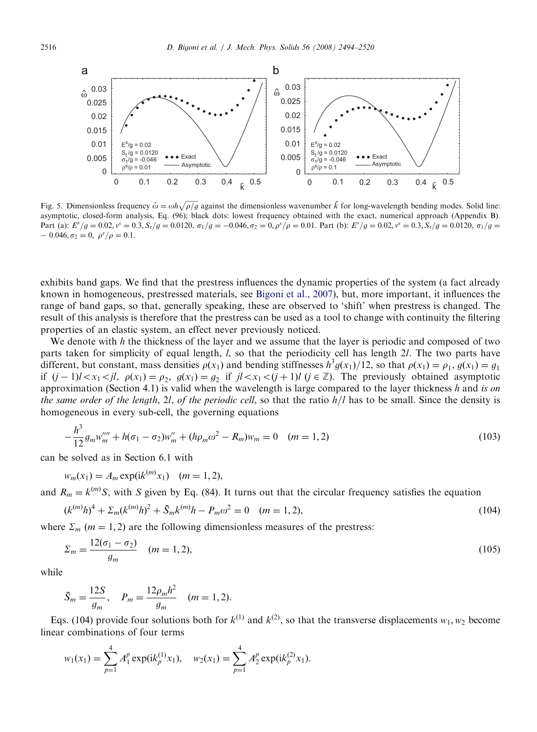Fig. 5. Dimensionless frequency $\hat{\omega} = \omega h\sqrt{\rho/g}$ against the dimensionless wavenumber $\bar{k}$ for long-wavelength bending modes. Solid line: asymptotic, closed-form analysis, Eq. (96); black dots: lowest frequency obtained with the exact, numerical approach (Appendix B). Part (a): $E^s/g = 0.02, \nu^s = 0.3, S_t/g = 0.0120, \sigma_1/g = -0.046, \sigma_2 = 0, \rho^s/\rho = 0.01$. Part (b): $E^s/g = 0.02, \nu^s = 0.3, S_t/g = 0.0120, \sigma_1/g = -0.046, \sigma_2 = 0, \rho^s/\rho = 0.1$.

exhibits band gaps. We find that the prestress influences the dynamic properties of the system (a fact already known in homogeneous, prestressed materials, see Bigoni et al., 2007), but, more important, it influences the range of band gaps, so that, generally speaking, these are observed to 'shift' when prestress is changed. The result of this analysis is therefore that the prestress can be used as a tool to change with continuity the filtering properties of an elastic system, an effect never previously noticed.

We denote with $h$ the thickness of the layer and we assume that the layer is periodic and composed of two parts taken for simplicity of equal length, $l$, so that the periodicity cell has length $2l$. The two parts have different, but constant, mass densities $\rho(x_1)$ and bending stiffnesses $h^3g(x_1)/12$, so that $\rho(x_1) = \rho_1$, $g(x_1) = g_1$ if $(j-1)l < x_1 < jl$, $\rho(x_1) = \rho_2$, $g(x_1) = g_2$ if $jl < x_1 < (j+1)l$ $(j \in \mathbb{Z})$. The previously obtained asymptotic approximation (Section 4.1) is valid when the wavelength is large compared to the layer thickness $h$ and *is on the same order of the length*, $2l$, *of the periodic cell*, so that the ratio $h/l$ has to be small. Since the density is homogeneous in every sub-cell, the governing equations

$$-\frac{h^3}{12}g_m w_m'''' + h(\sigma_1 - \sigma_2)w_m'' + (h\rho_m\omega^2 - R_m)w_m = 0 \quad (m = 1, 2) \tag{103}$$

can be solved as in Section 6.1 with

$$w_m(x_1) = A_m \exp(\mathrm{i}k^{(m)}x_1) \quad (m = 1, 2),$$

and $R_m = k^{(m)}S$, with $S$ given by Eq. (84). It turns out that the circular frequency satisfies the equation

$$(k^{(m)}h)^4 + \Sigma_m(k^{(m)}h)^2 + \bar{S}_m k^{(m)}h - P_m\omega^2 = 0 \quad (m = 1, 2), \tag{104}$$

where $\Sigma_m$ $(m = 1, 2)$ are the following dimensionless measures of the prestress:

$$\Sigma_m = \frac{12(\sigma_1 - \sigma_2)}{g_m} \quad (m = 1, 2), \tag{105}$$

while

$$\bar{S}_m = \frac{12S}{g_m}, \quad P_m = \frac{12\rho_m h^2}{g_m} \quad (m = 1, 2).$$

Eqs. (104) provide four solutions both for $k^{(1)}$ and $k^{(2)}$, so that the transverse displacements $w_1, w_2$ become linear combinations of four terms

$$w_1(x_1) = \sum_{p=1}^{4} A_1^p \exp(\mathrm{i}k_p^{(1)}x_1), \quad w_2(x_1) = \sum_{p=1}^{4} A_2^p \exp(\mathrm{i}k_p^{(2)}x_1).$$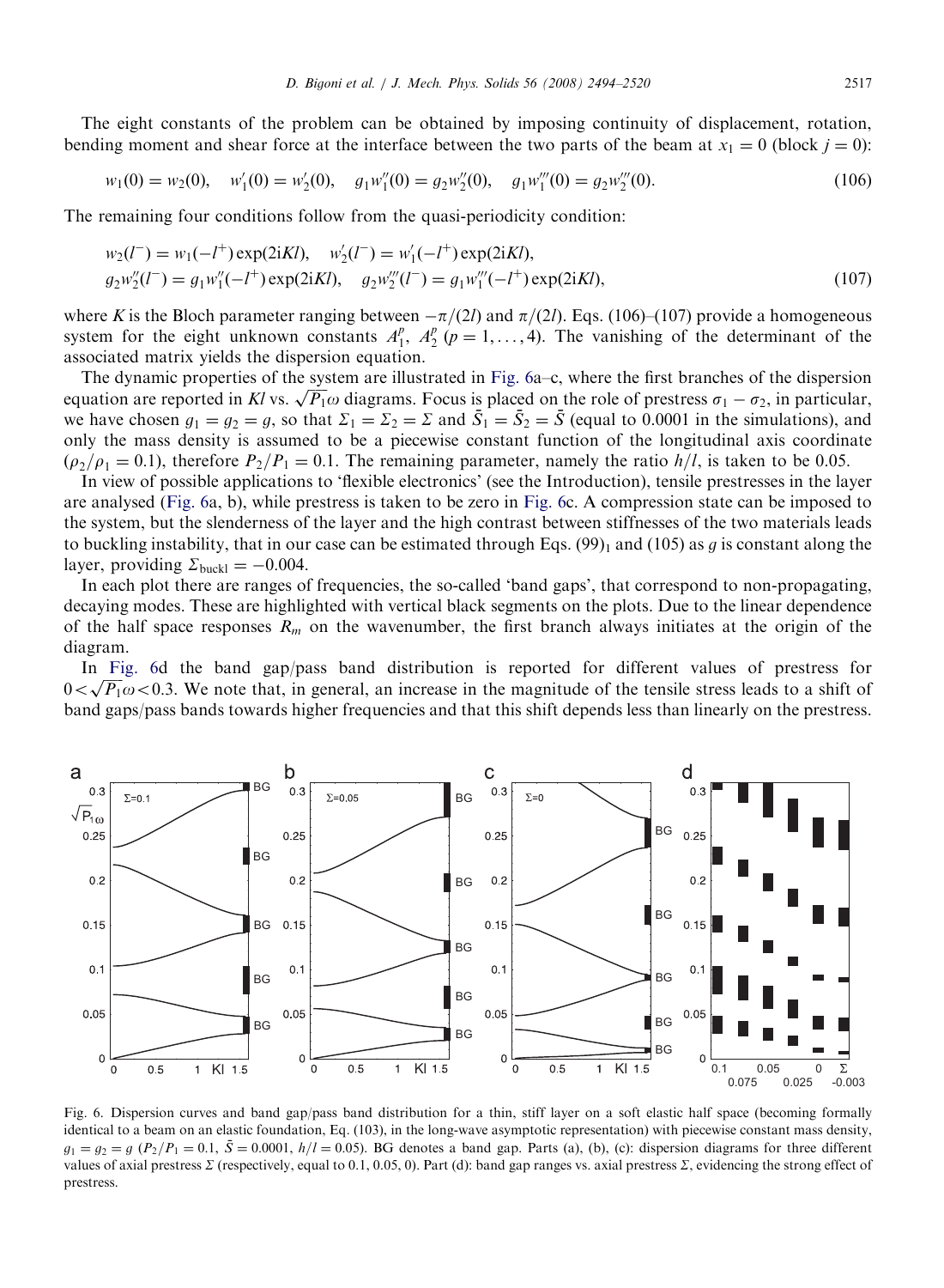The eight constants of the problem can be obtained by imposing continuity of displacement, rotation, bending moment and shear force at the interface between the two parts of the beam at $x_1 = 0$ (block $j = 0$):

$$w_1(0) = w_2(0), \quad w_1'(0) = w_2'(0), \quad g_1 w_1''(0) = g_2 w_2''(0), \quad g_1 w_1'''(0) = g_2 w_2'''(0). \tag{106}$$

The remaining four conditions follow from the quasi-periodicity condition:

$$\begin{aligned} &w_2(l^-) = w_1(-l^+)\exp(2iKl), \quad w_2'(l^-) = w_1'(-l^+)\exp(2iKl), \\ &g_2 w_2''(l^-) = g_1 w_1''(-l^+)\exp(2iKl), \quad g_2 w_2'''(l^-) = g_1 w_1'''(-l^+)\exp(2iKl), \end{aligned} \tag{107}$$

where $K$ is the Bloch parameter ranging between $-\pi/(2l)$ and $\pi/(2l)$. Eqs. (106)–(107) provide a homogeneous system for the eight unknown constants $A_1^p$, $A_2^p$ $(p = 1, \ldots, 4)$. The vanishing of the determinant of the associated matrix yields the dispersion equation.

The dynamic properties of the system are illustrated in Fig. 6a–c, where the first branches of the dispersion equation are reported in $Kl$ vs. $\sqrt{P_1}\omega$ diagrams. Focus is placed on the role of prestress $\sigma_1 - \sigma_2$, in particular, we have chosen $g_1 = g_2 = g$, so that $\Sigma_1 = \Sigma_2 = \Sigma$ and $\bar{S}_1 = \bar{S}_2 = \bar{S}$ (equal to 0.0001 in the simulations), and only the mass density is assumed to be a piecewise constant function of the longitudinal axis coordinate ($\rho_2/\rho_1 = 0.1$), therefore $P_2/P_1 = 0.1$. The remaining parameter, namely the ratio $h/l$, is taken to be 0.05.

In view of possible applications to 'flexible electronics' (see the Introduction), tensile prestresses in the layer are analysed (Fig. 6a, b), while prestress is taken to be zero in Fig. 6c. A compression state can be imposed to the system, but the slenderness of the layer and the high contrast between stiffnesses of the two materials leads to buckling instability, that in our case can be estimated through Eqs. $(99)_1$ and (105) as $g$ is constant along the layer, providing $\Sigma_{\text{buckl}} = -0.004$.

In each plot there are ranges of frequencies, the so-called 'band gaps', that correspond to non-propagating, decaying modes. These are highlighted with vertical black segments on the plots. Due to the linear dependence of the half space responses $R_m$ on the wavenumber, the first branch always initiates at the origin of the diagram.

In Fig. 6d the band gap/pass band distribution is reported for different values of prestress for $0 < \sqrt{P_1}\omega < 0.3$. We note that, in general, an increase in the magnitude of the tensile stress leads to a shift of band gaps/pass bands towards higher frequencies and that this shift depends less than linearly on the prestress.

Fig. 6. Dispersion curves and band gap/pass band distribution for a thin, stiff layer on a soft elastic half space (becoming formally identical to a beam on an elastic foundation, Eq. (103), in the long-wave asymptotic representation) with piecewise constant mass density, $g_1 = g_2 = g$ ($P_2/P_1 = 0.1$, $\bar{S} = 0.0001$, $h/l = 0.05$). BG denotes a band gap. Parts (a), (b), (c): dispersion diagrams for three different values of axial prestress $\Sigma$ (respectively, equal to 0.1, 0.05, 0). Part (d): band gap ranges vs. axial prestress $\Sigma$, evidencing the strong effect of prestress.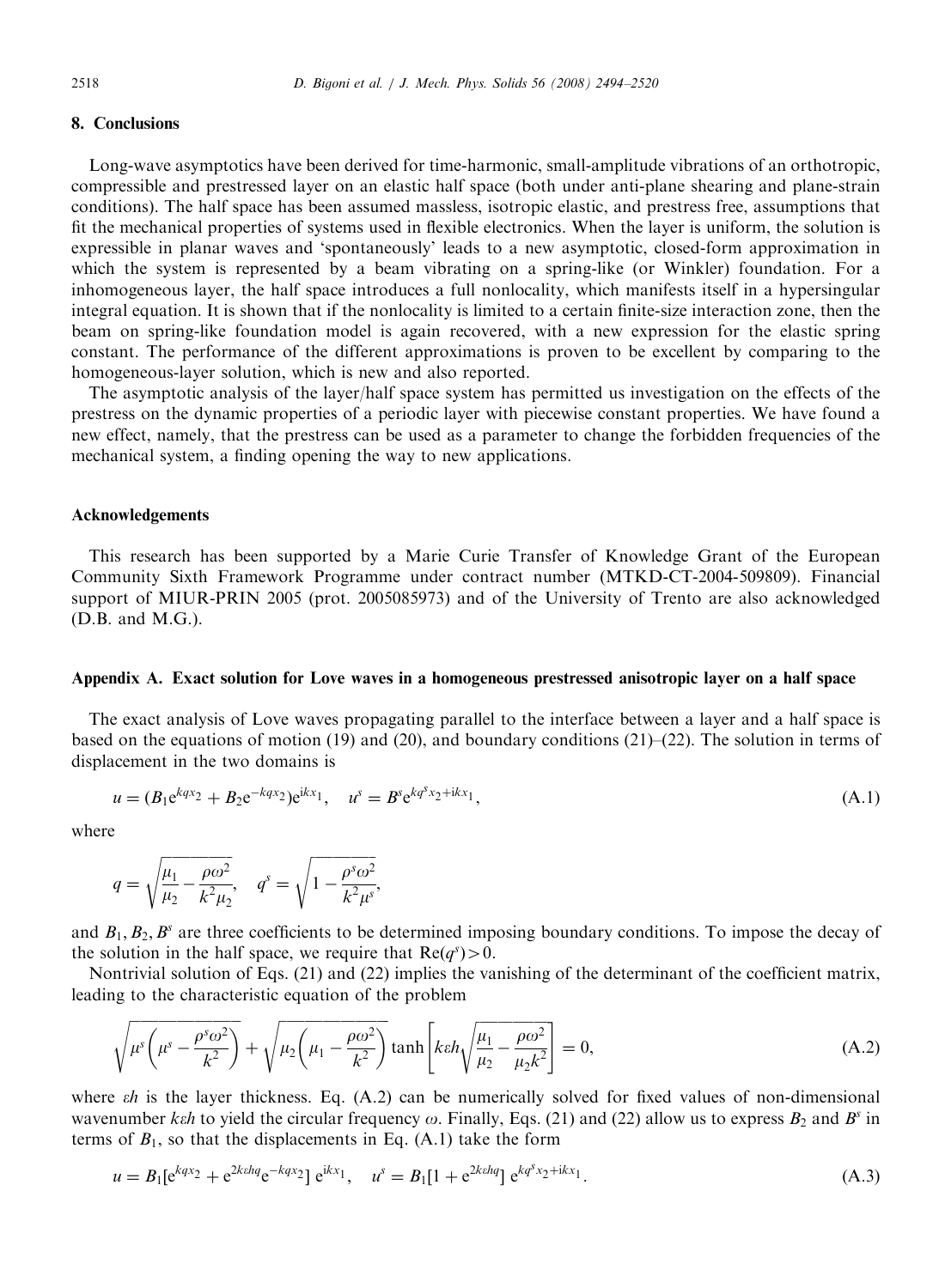## 8. Conclusions

Long-wave asymptotics have been derived for time-harmonic, small-amplitude vibrations of an orthotropic, compressible and prestressed layer on an elastic half space (both under anti-plane shearing and plane-strain conditions). The half space has been assumed massless, isotropic elastic, and prestress free, assumptions that fit the mechanical properties of systems used in flexible electronics. When the layer is uniform, the solution is expressible in planar waves and 'spontaneously' leads to a new asymptotic, closed-form approximation in which the system is represented by a beam vibrating on a spring-like (or Winkler) foundation. For a inhomogeneous layer, the half space introduces a full nonlocality, which manifests itself in a hypersingular integral equation. It is shown that if the nonlocality is limited to a certain finite-size interaction zone, then the beam on spring-like foundation model is again recovered, with a new expression for the elastic spring constant. The performance of the different approximations is proven to be excellent by comparing to the homogeneous-layer solution, which is new and also reported.

The asymptotic analysis of the layer/half space system has permitted us investigation on the effects of the prestress on the dynamic properties of a periodic layer with piecewise constant properties. We have found a new effect, namely, that the prestress can be used as a parameter to change the forbidden frequencies of the mechanical system, a finding opening the way to new applications.

## Acknowledgements

This research has been supported by a Marie Curie Transfer of Knowledge Grant of the European Community Sixth Framework Programme under contract number (MTKD-CT-2004-509809). Financial support of MIUR-PRIN 2005 (prot. 2005085973) and of the University of Trento are also acknowledged (D.B. and M.G.).

## Appendix A. Exact solution for Love waves in a homogeneous prestressed anisotropic layer on a half space

The exact analysis of Love waves propagating parallel to the interface between a layer and a half space is based on the equations of motion (19) and (20), and boundary conditions (21)–(22). The solution in terms of displacement in the two domains is

$$u = (B_1 e^{kqx_2} + B_2 e^{-kqx_2})e^{ikx_1}, \quad u^s = B^s e^{kq^s x_2 + ikx_1}, \tag{A.1}$$

where

$$q = \sqrt{\frac{\mu_1}{\mu_2} - \frac{\rho\omega^2}{k^2\mu_2}}, \quad q^s = \sqrt{1 - \frac{\rho^s\omega^2}{k^2\mu^s}},$$

and $B_1, B_2, B^s$ are three coefficients to be determined imposing boundary conditions. To impose the decay of the solution in the half space, we require that $\mathrm{Re}(q^s) > 0$.

Nontrivial solution of Eqs. (21) and (22) implies the vanishing of the determinant of the coefficient matrix, leading to the characteristic equation of the problem

$$\sqrt{\mu^s\left(\mu^s - \frac{\rho^s\omega^2}{k^2}\right)} + \sqrt{\mu_2\left(\mu_1 - \frac{\rho\omega^2}{k^2}\right)} \tanh\left[k\varepsilon h\sqrt{\frac{\mu_1}{\mu_2} - \frac{\rho\omega^2}{\mu_2 k^2}}\right] = 0, \tag{A.2}$$

where $\varepsilon h$ is the layer thickness. Eq. (A.2) can be numerically solved for fixed values of non-dimensional wavenumber $k\varepsilon h$ to yield the circular frequency $\omega$. Finally, Eqs. (21) and (22) allow us to express $B_2$ and $B^s$ in terms of $B_1$, so that the displacements in Eq. (A.1) take the form

$$u = B_1[e^{kqx_2} + e^{2k\varepsilon hq}e^{-kqx_2}]\, e^{ikx_1}, \quad u^s = B_1[1 + e^{2k\varepsilon hq}]\, e^{kq^s x_2 + ikx_1}. \tag{A.3}$$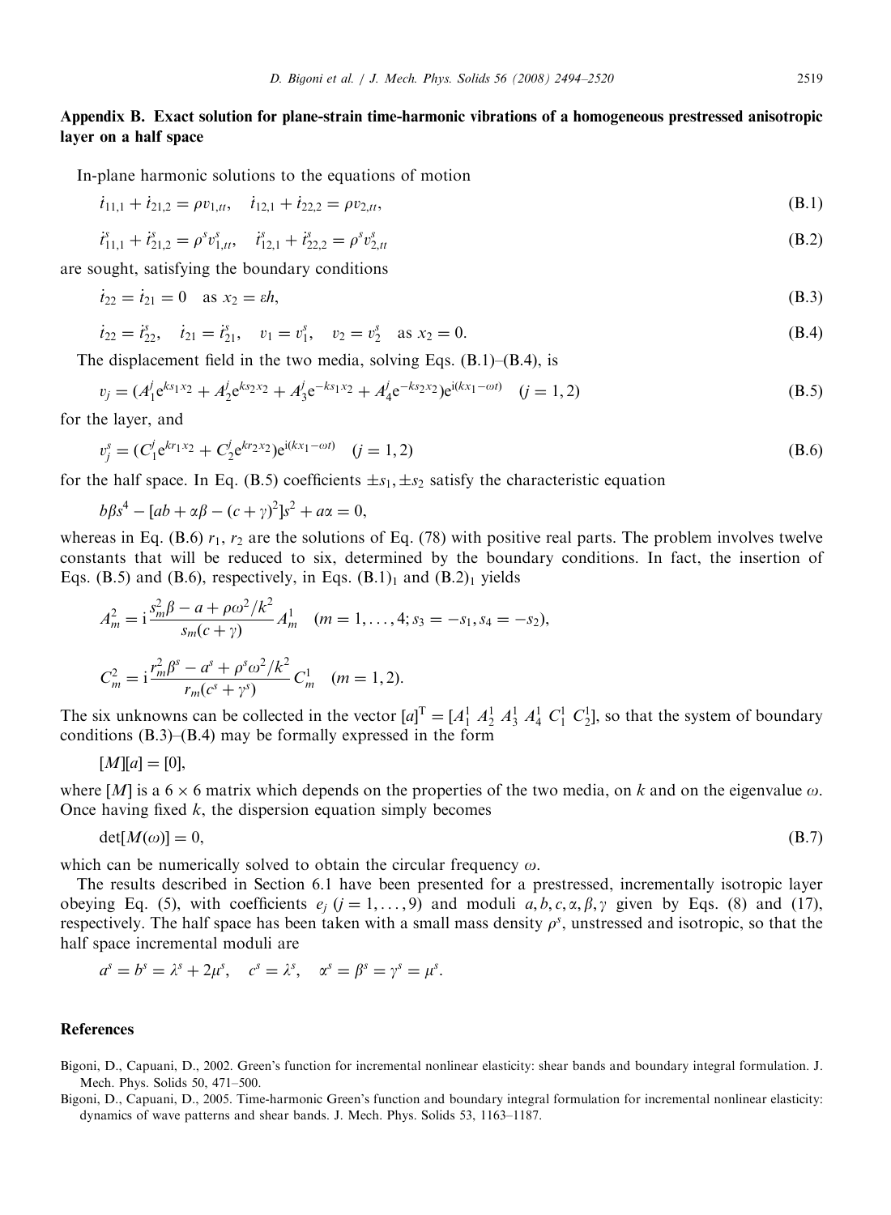## Appendix B. Exact solution for plane-strain time-harmonic vibrations of a homogeneous prestressed anisotropic layer on a half space

In-plane harmonic solutions to the equations of motion

$$\dot{t}_{11,1} + \dot{t}_{21,2} = \rho v_{1,tt}, \quad \dot{t}_{12,1} + \dot{t}_{22,2} = \rho v_{2,tt}, \tag{B.1}$$

$$\dot{t}^s_{11,1} + \dot{t}^s_{21,2} = \rho^s v^s_{1,tt}, \quad \dot{t}^s_{12,1} + \dot{t}^s_{22,2} = \rho^s v^s_{2,tt} \tag{B.2}$$

are sought, satisfying the boundary conditions

$$\dot{t}_{22} = \dot{t}_{21} = 0 \quad \text{as } x_2 = \varepsilon h, \tag{B.3}$$

$$\dot{t}_{22} = \dot{t}^s_{22}, \quad \dot{t}_{21} = \dot{t}^s_{21}, \quad v_1 = v^s_1, \quad v_2 = v^s_2 \quad \text{as } x_2 = 0. \tag{B.4}$$

The displacement field in the two media, solving Eqs. (B.1)–(B.4), is

$$v_j = (A^j_1 e^{ks_1x_2} + A^j_2 e^{ks_2x_2} + A^j_3 e^{-ks_1x_2} + A^j_4 e^{-ks_2x_2}) e^{i(kx_1 - \omega t)} \quad (j = 1, 2) \tag{B.5}$$

for the layer, and

$$v^s_j = (C^j_1 e^{kr_1x_2} + C^j_2 e^{kr_2x_2}) e^{i(kx_1 - \omega t)} \quad (j = 1, 2) \tag{B.6}$$

for the half space. In Eq. (B.5) coefficients $\pm s_1, \pm s_2$ satisfy the characteristic equation

$$b\beta s^4 - [ab + \alpha\beta - (c + \gamma)^2]s^2 + a\alpha = 0,$$

whereas in Eq. (B.6) $r_1$, $r_2$ are the solutions of Eq. (78) with positive real parts. The problem involves twelve constants that will be reduced to six, determined by the boundary conditions. In fact, the insertion of Eqs. (B.5) and (B.6), respectively, in Eqs. $(\text{B.1})_1$ and $(\text{B.2})_1$ yields

$$A^2_m = i\frac{s^2_m\beta - a + \rho\omega^2/k^2}{s_m(c + \gamma)} A^1_m \quad (m = 1, \ldots, 4; s_3 = -s_1, s_4 = -s_2),$$

$$C^2_m = i\frac{r^2_m\beta^s - a^s + \rho^s\omega^2/k^2}{r_m(c^s + \gamma^s)} C^1_m \quad (m = 1, 2).$$

The six unknowns can be collected in the vector $[a]^{\mathrm{T}} = [A^1_1 \; A^1_2 \; A^1_3 \; A^1_4 \; C^1_1 \; C^1_2]$, so that the system of boundary conditions (B.3)–(B.4) may be formally expressed in the form

$$[M][a] = [0],$$

where $[M]$ is a $6 \times 6$ matrix which depends on the properties of the two media, on $k$ and on the eigenvalue $\omega$. Once having fixed $k$, the dispersion equation simply becomes

$$\det[M(\omega)] = 0, \tag{B.7}$$

which can be numerically solved to obtain the circular frequency $\omega$.

The results described in Section 6.1 have been presented for a prestressed, incrementally isotropic layer obeying Eq. (5), with coefficients $e_j$ $(j = 1, \ldots, 9)$ and moduli $a, b, c, \alpha, \beta, \gamma$ given by Eqs. (8) and (17), respectively. The half space has been taken with a small mass density $\rho^s$, unstressed and isotropic, so that the half space incremental moduli are

$$a^s = b^s = \lambda^s + 2\mu^s, \quad c^s = \lambda^s, \quad \alpha^s = \beta^s = \gamma^s = \mu^s.$$

## References

Bigoni, D., Capuani, D., 2002. Green's function for incremental nonlinear elasticity: shear bands and boundary integral formulation. J. Mech. Phys. Solids 50, 471–500.

Bigoni, D., Capuani, D., 2005. Time-harmonic Green's function and boundary integral formulation for incremental nonlinear elasticity: dynamics of wave patterns and shear bands. J. Mech. Phys. Solids 53, 1163–1187.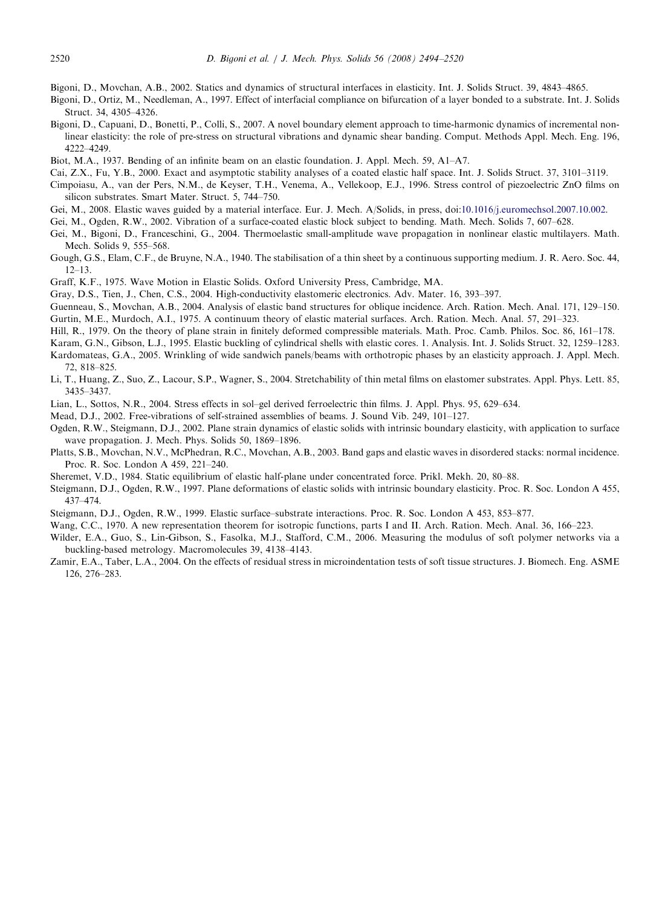Bigoni, D., Movchan, A.B., 2002. Statics and dynamics of structural interfaces in elasticity. Int. J. Solids Struct. 39, 4843–4865.

Bigoni, D., Ortiz, M., Needleman, A., 1997. Effect of interfacial compliance on bifurcation of a layer bonded to a substrate. Int. J. Solids Struct. 34, 4305–4326.

Bigoni, D., Capuani, D., Bonetti, P., Colli, S., 2007. A novel boundary element approach to time-harmonic dynamics of incremental non-linear elasticity: the role of pre-stress on structural vibrations and dynamic shear banding. Comput. Methods Appl. Mech. Eng. 196, 4222–4249.

Biot, M.A., 1937. Bending of an infinite beam on an elastic foundation. J. Appl. Mech. 59, A1–A7.

Cai, Z.X., Fu, Y.B., 2000. Exact and asymptotic stability analyses of a coated elastic half space. Int. J. Solids Struct. 37, 3101–3119.

Cimpoiasu, A., van der Pers, N.M., de Keyser, T.H., Venema, A., Vellekoop, E.J., 1996. Stress control of piezoelectric ZnO films on silicon substrates. Smart Mater. Struct. 5, 744–750.

Gei, M., 2008. Elastic waves guided by a material interface. Eur. J. Mech. A/Solids, in press, doi:10.1016/j.euromechsol.2007.10.002.

Gei, M., Ogden, R.W., 2002. Vibration of a surface-coated elastic block subject to bending. Math. Mech. Solids 7, 607–628.

Gei, M., Bigoni, D., Franceschini, G., 2004. Thermoelastic small-amplitude wave propagation in nonlinear elastic multilayers. Math. Mech. Solids 9, 555–568.

Gough, G.S., Elam, C.F., de Bruyne, N.A., 1940. The stabilisation of a thin sheet by a continuous supporting medium. J. R. Aero. Soc. 44, 12–13.

Graff, K.F., 1975. Wave Motion in Elastic Solids. Oxford University Press, Cambridge, MA.

Gray, D.S., Tien, J., Chen, C.S., 2004. High-conductivity elastomeric electronics. Adv. Mater. 16, 393–397.

Guenneau, S., Movchan, A.B., 2004. Analysis of elastic band structures for oblique incidence. Arch. Ration. Mech. Anal. 171, 129–150.

Gurtin, M.E., Murdoch, A.I., 1975. A continuum theory of elastic material surfaces. Arch. Ration. Mech. Anal. 57, 291–323.

Hill, R., 1979. On the theory of plane strain in finitely deformed compressible materials. Math. Proc. Camb. Philos. Soc. 86, 161–178.

Karam, G.N., Gibson, L.J., 1995. Elastic buckling of cylindrical shells with elastic cores. 1. Analysis. Int. J. Solids Struct. 32, 1259–1283.

Kardomateas, G.A., 2005. Wrinkling of wide sandwich panels/beams with orthotropic phases by an elasticity approach. J. Appl. Mech. 72, 818–825.

Li, T., Huang, Z., Suo, Z., Lacour, S.P., Wagner, S., 2004. Stretchability of thin metal films on elastomer substrates. Appl. Phys. Lett. 85, 3435–3437.

Lian, L., Sottos, N.R., 2004. Stress effects in sol–gel derived ferroelectric thin films. J. Appl. Phys. 95, 629–634.

Mead, D.J., 2002. Free-vibrations of self-strained assemblies of beams. J. Sound Vib. 249, 101–127.

Ogden, R.W., Steigmann, D.J., 2002. Plane strain dynamics of elastic solids with intrinsic boundary elasticity, with application to surface wave propagation. J. Mech. Phys. Solids 50, 1869–1896.

Platts, S.B., Movchan, N.V., McPhedran, R.C., Movchan, A.B., 2003. Band gaps and elastic waves in disordered stacks: normal incidence. Proc. R. Soc. London A 459, 221–240.

Sheremet, V.D., 1984. Static equilibrium of elastic half-plane under concentrated force. Prikl. Mekh. 20, 80–88.

Steigmann, D.J., Ogden, R.W., 1997. Plane deformations of elastic solids with intrinsic boundary elasticity. Proc. R. Soc. London A 455, 437–474.

Steigmann, D.J., Ogden, R.W., 1999. Elastic surface–substrate interactions. Proc. R. Soc. London A 453, 853–877.

Wang, C.C., 1970. A new representation theorem for isotropic functions, parts I and II. Arch. Ration. Mech. Anal. 36, 166–223.

Wilder, E.A., Guo, S., Lin-Gibson, S., Fasolka, M.J., Stafford, C.M., 2006. Measuring the modulus of soft polymer networks via a buckling-based metrology. Macromolecules 39, 4138–4143.

Zamir, E.A., Taber, L.A., 2004. On the effects of residual stress in microindentation tests of soft tissue structures. J. Biomech. Eng. ASME 126, 276–283.